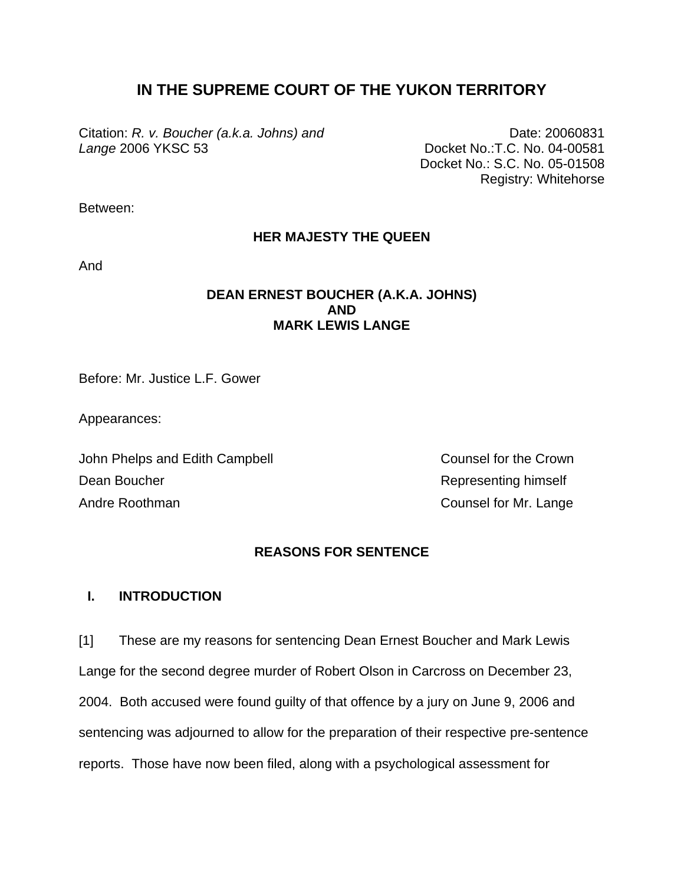# IN THE SUPREME COURT OF THE YUKON TERRITORY

Citation: *R. v. Boucher (a.k.a. Johns) and Lange* 2006 YKSC 53

Date: 20060831
Docket No.:T.C. No. 04-00581
Docket No.: S.C. No. 05-01508
Registry: Whitehorse

Between:

**HER MAJESTY THE QUEEN**

And

**DEAN ERNEST BOUCHER (A.K.A. JOHNS)**
**AND**
**MARK LEWIS LANGE**

Before: Mr. Justice L.F. Gower

Appearances:

| | |
|---|---|
| John Phelps and Edith Campbell | Counsel for the Crown |
| Dean Boucher | Representing himself |
| Andre Roothman | Counsel for Mr. Lange |

**REASONS FOR SENTENCE**

## I. INTRODUCTION

[1] These are my reasons for sentencing Dean Ernest Boucher and Mark Lewis Lange for the second degree murder of Robert Olson in Carcross on December 23, 2004. Both accused were found guilty of that offence by a jury on June 9, 2006 and sentencing was adjourned to allow for the preparation of their respective pre-sentence reports. Those have now been filed, along with a psychological assessment for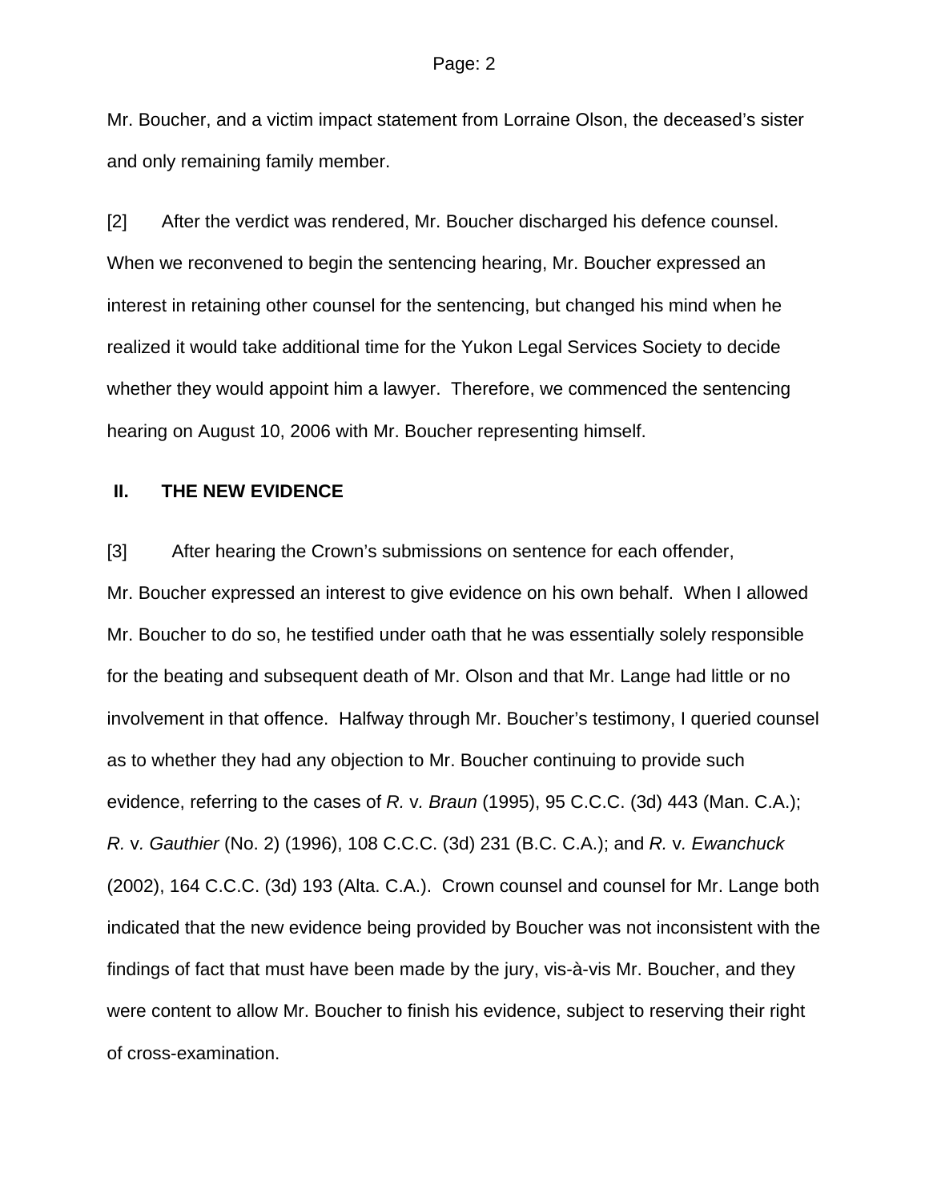Mr. Boucher, and a victim impact statement from Lorraine Olson, the deceased's sister and only remaining family member.

[2] After the verdict was rendered, Mr. Boucher discharged his defence counsel. When we reconvened to begin the sentencing hearing, Mr. Boucher expressed an interest in retaining other counsel for the sentencing, but changed his mind when he realized it would take additional time for the Yukon Legal Services Society to decide whether they would appoint him a lawyer. Therefore, we commenced the sentencing hearing on August 10, 2006 with Mr. Boucher representing himself.

## II. THE NEW EVIDENCE

[3] After hearing the Crown's submissions on sentence for each offender, Mr. Boucher expressed an interest to give evidence on his own behalf. When I allowed Mr. Boucher to do so, he testified under oath that he was essentially solely responsible for the beating and subsequent death of Mr. Olson and that Mr. Lange had little or no involvement in that offence. Halfway through Mr. Boucher's testimony, I queried counsel as to whether they had any objection to Mr. Boucher continuing to provide such evidence, referring to the cases of *R.* v. *Braun* (1995), 95 C.C.C. (3d) 443 (Man. C.A.); *R.* v. *Gauthier* (No. 2) (1996), 108 C.C.C. (3d) 231 (B.C. C.A.); and *R.* v. *Ewanchuck* (2002), 164 C.C.C. (3d) 193 (Alta. C.A.). Crown counsel and counsel for Mr. Lange both indicated that the new evidence being provided by Boucher was not inconsistent with the findings of fact that must have been made by the jury, vis-à-vis Mr. Boucher, and they were content to allow Mr. Boucher to finish his evidence, subject to reserving their right of cross-examination.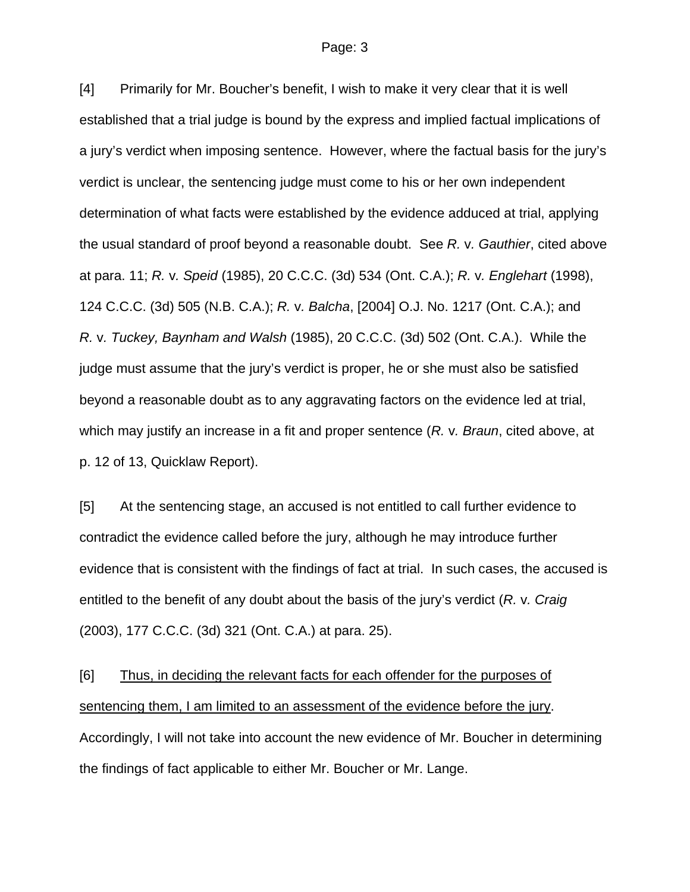[4] Primarily for Mr. Boucher's benefit, I wish to make it very clear that it is well established that a trial judge is bound by the express and implied factual implications of a jury's verdict when imposing sentence. However, where the factual basis for the jury's verdict is unclear, the sentencing judge must come to his or her own independent determination of what facts were established by the evidence adduced at trial, applying the usual standard of proof beyond a reasonable doubt. See *R.* v. *Gauthier*, cited above at para. 11; *R.* v. *Speid* (1985), 20 C.C.C. (3d) 534 (Ont. C.A.); *R.* v. *Englehart* (1998), 124 C.C.C. (3d) 505 (N.B. C.A.); *R.* v. *Balcha*, [2004] O.J. No. 1217 (Ont. C.A.); and *R.* v. *Tuckey, Baynham and Walsh* (1985), 20 C.C.C. (3d) 502 (Ont. C.A.). While the judge must assume that the jury's verdict is proper, he or she must also be satisfied beyond a reasonable doubt as to any aggravating factors on the evidence led at trial, which may justify an increase in a fit and proper sentence (*R.* v. *Braun*, cited above, at p. 12 of 13, Quicklaw Report).

[5] At the sentencing stage, an accused is not entitled to call further evidence to contradict the evidence called before the jury, although he may introduce further evidence that is consistent with the findings of fact at trial. In such cases, the accused is entitled to the benefit of any doubt about the basis of the jury's verdict (*R.* v. *Craig* (2003), 177 C.C.C. (3d) 321 (Ont. C.A.) at para. 25).

[6] <u>Thus, in deciding the relevant facts for each offender for the purposes of sentencing them, I am limited to an assessment of the evidence before the jury</u>. Accordingly, I will not take into account the new evidence of Mr. Boucher in determining the findings of fact applicable to either Mr. Boucher or Mr. Lange.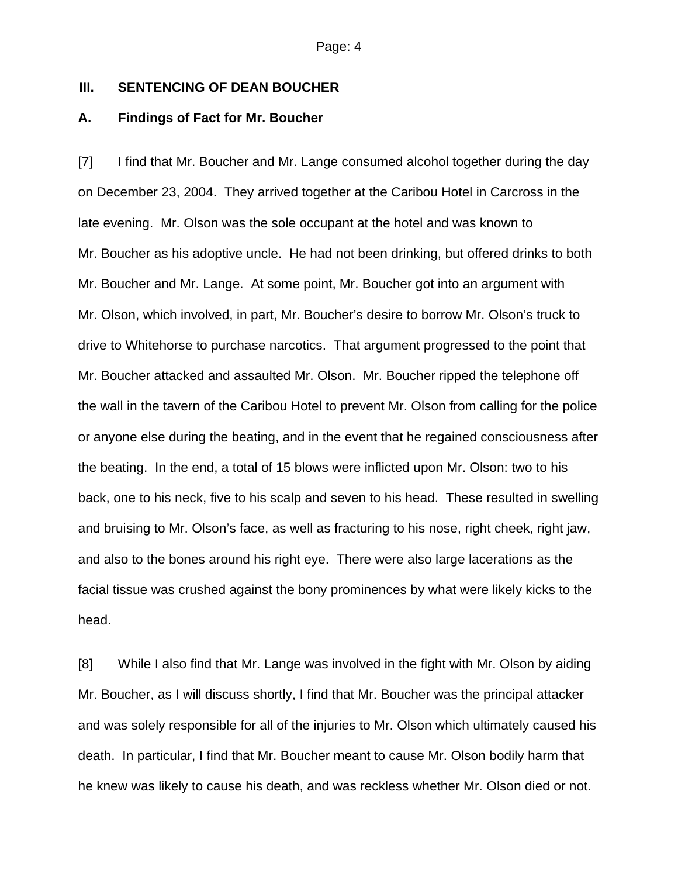## III. SENTENCING OF DEAN BOUCHER

### A. Findings of Fact for Mr. Boucher

[7] I find that Mr. Boucher and Mr. Lange consumed alcohol together during the day on December 23, 2004. They arrived together at the Caribou Hotel in Carcross in the late evening. Mr. Olson was the sole occupant at the hotel and was known to Mr. Boucher as his adoptive uncle. He had not been drinking, but offered drinks to both Mr. Boucher and Mr. Lange. At some point, Mr. Boucher got into an argument with Mr. Olson, which involved, in part, Mr. Boucher's desire to borrow Mr. Olson's truck to drive to Whitehorse to purchase narcotics. That argument progressed to the point that Mr. Boucher attacked and assaulted Mr. Olson. Mr. Boucher ripped the telephone off the wall in the tavern of the Caribou Hotel to prevent Mr. Olson from calling for the police or anyone else during the beating, and in the event that he regained consciousness after the beating. In the end, a total of 15 blows were inflicted upon Mr. Olson: two to his back, one to his neck, five to his scalp and seven to his head. These resulted in swelling and bruising to Mr. Olson's face, as well as fracturing to his nose, right cheek, right jaw, and also to the bones around his right eye. There were also large lacerations as the facial tissue was crushed against the bony prominences by what were likely kicks to the head.

[8] While I also find that Mr. Lange was involved in the fight with Mr. Olson by aiding Mr. Boucher, as I will discuss shortly, I find that Mr. Boucher was the principal attacker and was solely responsible for all of the injuries to Mr. Olson which ultimately caused his death. In particular, I find that Mr. Boucher meant to cause Mr. Olson bodily harm that he knew was likely to cause his death, and was reckless whether Mr. Olson died or not.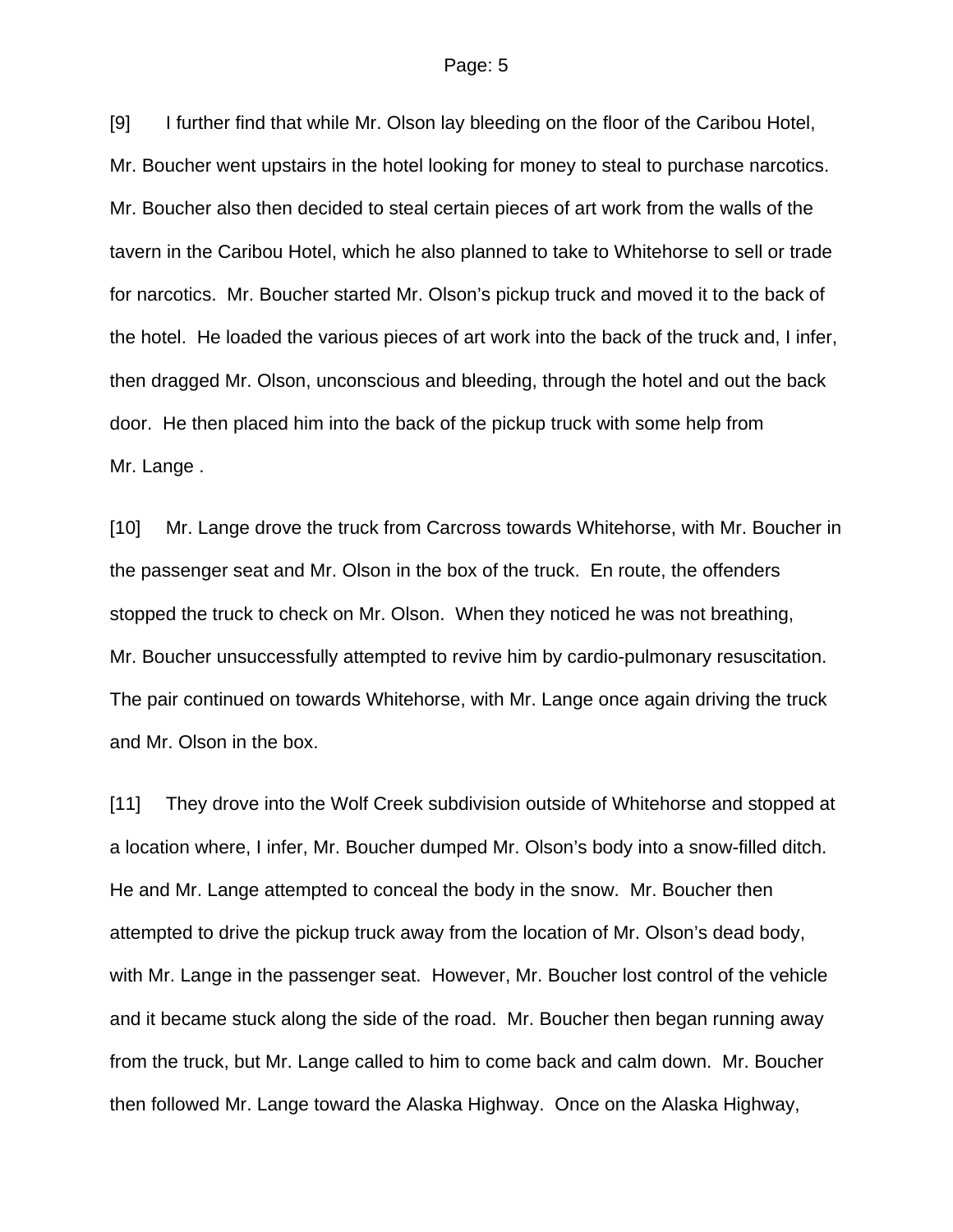[9] I further find that while Mr. Olson lay bleeding on the floor of the Caribou Hotel, Mr. Boucher went upstairs in the hotel looking for money to steal to purchase narcotics. Mr. Boucher also then decided to steal certain pieces of art work from the walls of the tavern in the Caribou Hotel, which he also planned to take to Whitehorse to sell or trade for narcotics. Mr. Boucher started Mr. Olson's pickup truck and moved it to the back of the hotel. He loaded the various pieces of art work into the back of the truck and, I infer, then dragged Mr. Olson, unconscious and bleeding, through the hotel and out the back door. He then placed him into the back of the pickup truck with some help from Mr. Lange .

[10] Mr. Lange drove the truck from Carcross towards Whitehorse, with Mr. Boucher in the passenger seat and Mr. Olson in the box of the truck. En route, the offenders stopped the truck to check on Mr. Olson. When they noticed he was not breathing, Mr. Boucher unsuccessfully attempted to revive him by cardio-pulmonary resuscitation. The pair continued on towards Whitehorse, with Mr. Lange once again driving the truck and Mr. Olson in the box.

[11] They drove into the Wolf Creek subdivision outside of Whitehorse and stopped at a location where, I infer, Mr. Boucher dumped Mr. Olson's body into a snow-filled ditch. He and Mr. Lange attempted to conceal the body in the snow. Mr. Boucher then attempted to drive the pickup truck away from the location of Mr. Olson's dead body, with Mr. Lange in the passenger seat. However, Mr. Boucher lost control of the vehicle and it became stuck along the side of the road. Mr. Boucher then began running away from the truck, but Mr. Lange called to him to come back and calm down. Mr. Boucher then followed Mr. Lange toward the Alaska Highway. Once on the Alaska Highway,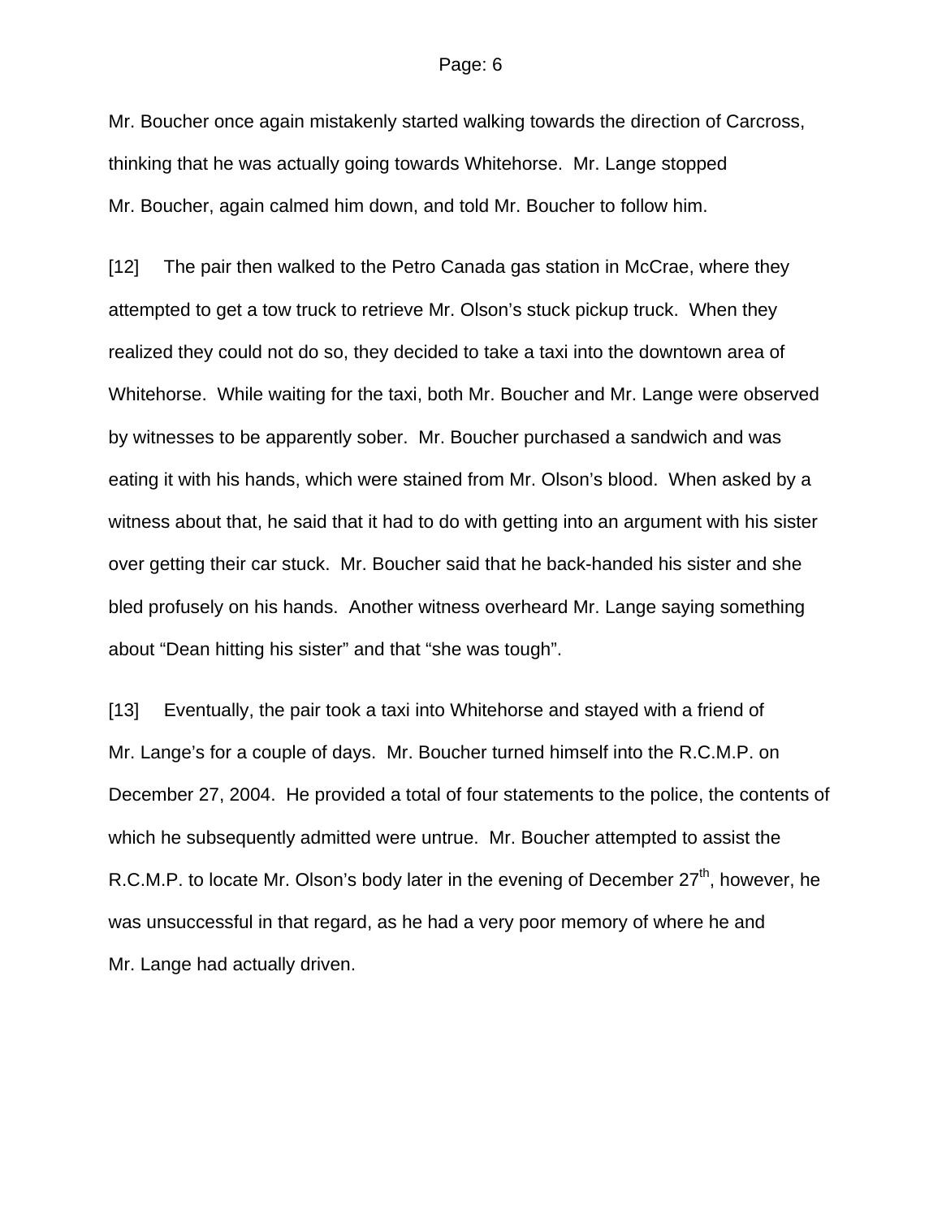Mr. Boucher once again mistakenly started walking towards the direction of Carcross, thinking that he was actually going towards Whitehorse. Mr. Lange stopped Mr. Boucher, again calmed him down, and told Mr. Boucher to follow him.

[12] The pair then walked to the Petro Canada gas station in McCrae, where they attempted to get a tow truck to retrieve Mr. Olson's stuck pickup truck. When they realized they could not do so, they decided to take a taxi into the downtown area of Whitehorse. While waiting for the taxi, both Mr. Boucher and Mr. Lange were observed by witnesses to be apparently sober. Mr. Boucher purchased a sandwich and was eating it with his hands, which were stained from Mr. Olson's blood. When asked by a witness about that, he said that it had to do with getting into an argument with his sister over getting their car stuck. Mr. Boucher said that he back-handed his sister and she bled profusely on his hands. Another witness overheard Mr. Lange saying something about "Dean hitting his sister" and that "she was tough".

[13] Eventually, the pair took a taxi into Whitehorse and stayed with a friend of Mr. Lange's for a couple of days. Mr. Boucher turned himself into the R.C.M.P. on December 27, 2004. He provided a total of four statements to the police, the contents of which he subsequently admitted were untrue. Mr. Boucher attempted to assist the R.C.M.P. to locate Mr. Olson's body later in the evening of December 27th, however, he was unsuccessful in that regard, as he had a very poor memory of where he and Mr. Lange had actually driven.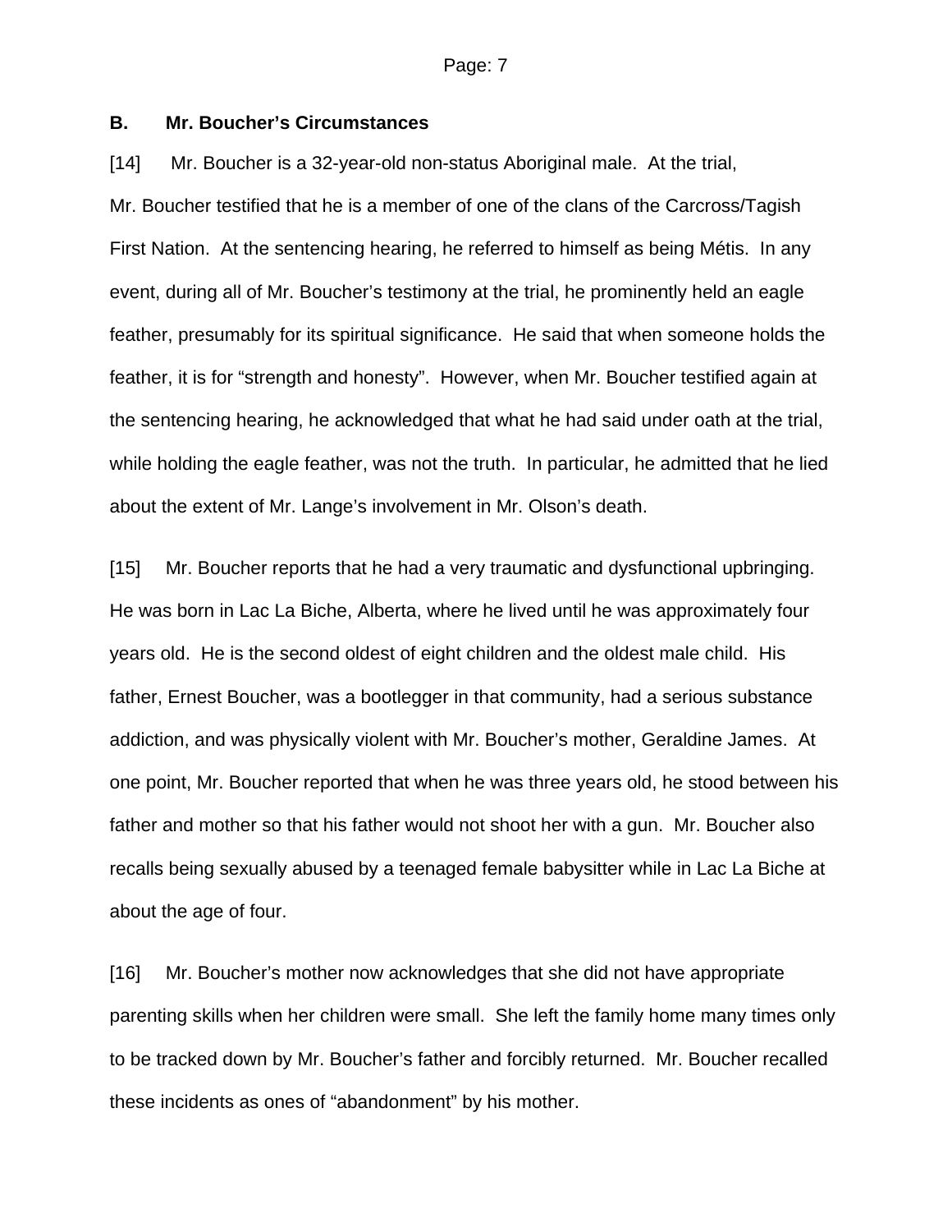### B. Mr. Boucher's Circumstances

[14] Mr. Boucher is a 32-year-old non-status Aboriginal male. At the trial, Mr. Boucher testified that he is a member of one of the clans of the Carcross/Tagish First Nation. At the sentencing hearing, he referred to himself as being Métis. In any event, during all of Mr. Boucher's testimony at the trial, he prominently held an eagle feather, presumably for its spiritual significance. He said that when someone holds the feather, it is for "strength and honesty". However, when Mr. Boucher testified again at the sentencing hearing, he acknowledged that what he had said under oath at the trial, while holding the eagle feather, was not the truth. In particular, he admitted that he lied about the extent of Mr. Lange's involvement in Mr. Olson's death.

[15] Mr. Boucher reports that he had a very traumatic and dysfunctional upbringing. He was born in Lac La Biche, Alberta, where he lived until he was approximately four years old. He is the second oldest of eight children and the oldest male child. His father, Ernest Boucher, was a bootlegger in that community, had a serious substance addiction, and was physically violent with Mr. Boucher's mother, Geraldine James. At one point, Mr. Boucher reported that when he was three years old, he stood between his father and mother so that his father would not shoot her with a gun. Mr. Boucher also recalls being sexually abused by a teenaged female babysitter while in Lac La Biche at about the age of four.

[16] Mr. Boucher's mother now acknowledges that she did not have appropriate parenting skills when her children were small. She left the family home many times only to be tracked down by Mr. Boucher's father and forcibly returned. Mr. Boucher recalled these incidents as ones of "abandonment" by his mother.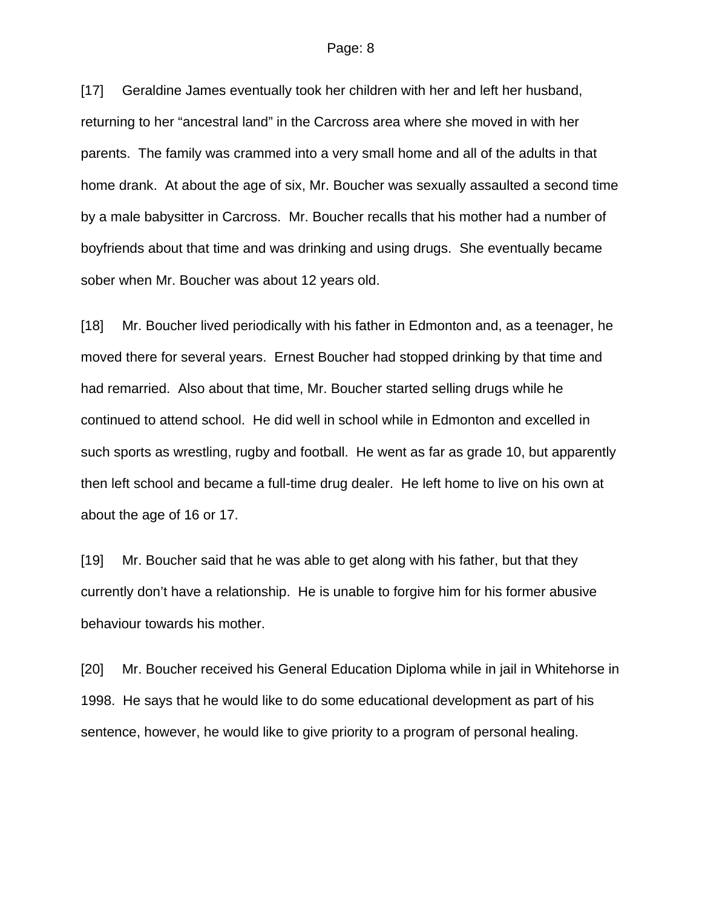[17] Geraldine James eventually took her children with her and left her husband, returning to her "ancestral land" in the Carcross area where she moved in with her parents. The family was crammed into a very small home and all of the adults in that home drank. At about the age of six, Mr. Boucher was sexually assaulted a second time by a male babysitter in Carcross. Mr. Boucher recalls that his mother had a number of boyfriends about that time and was drinking and using drugs. She eventually became sober when Mr. Boucher was about 12 years old.

[18] Mr. Boucher lived periodically with his father in Edmonton and, as a teenager, he moved there for several years. Ernest Boucher had stopped drinking by that time and had remarried. Also about that time, Mr. Boucher started selling drugs while he continued to attend school. He did well in school while in Edmonton and excelled in such sports as wrestling, rugby and football. He went as far as grade 10, but apparently then left school and became a full-time drug dealer. He left home to live on his own at about the age of 16 or 17.

[19] Mr. Boucher said that he was able to get along with his father, but that they currently don't have a relationship. He is unable to forgive him for his former abusive behaviour towards his mother.

[20] Mr. Boucher received his General Education Diploma while in jail in Whitehorse in 1998. He says that he would like to do some educational development as part of his sentence, however, he would like to give priority to a program of personal healing.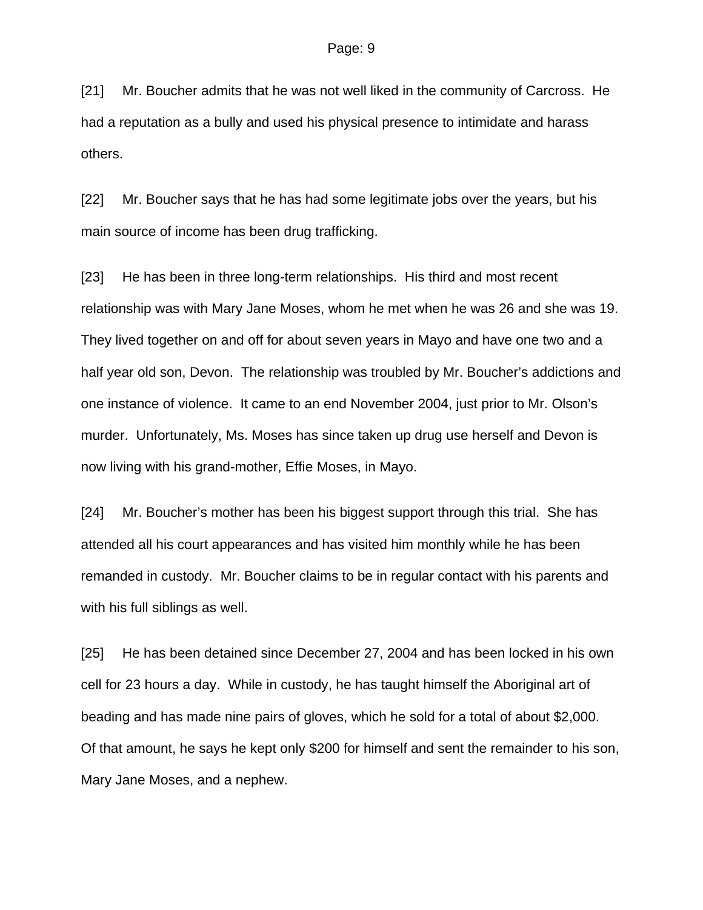[21] Mr. Boucher admits that he was not well liked in the community of Carcross. He had a reputation as a bully and used his physical presence to intimidate and harass others.

[22] Mr. Boucher says that he has had some legitimate jobs over the years, but his main source of income has been drug trafficking.

[23] He has been in three long-term relationships. His third and most recent relationship was with Mary Jane Moses, whom he met when he was 26 and she was 19. They lived together on and off for about seven years in Mayo and have one two and a half year old son, Devon. The relationship was troubled by Mr. Boucher's addictions and one instance of violence. It came to an end November 2004, just prior to Mr. Olson's murder. Unfortunately, Ms. Moses has since taken up drug use herself and Devon is now living with his grand-mother, Effie Moses, in Mayo.

[24] Mr. Boucher's mother has been his biggest support through this trial. She has attended all his court appearances and has visited him monthly while he has been remanded in custody. Mr. Boucher claims to be in regular contact with his parents and with his full siblings as well.

[25] He has been detained since December 27, 2004 and has been locked in his own cell for 23 hours a day. While in custody, he has taught himself the Aboriginal art of beading and has made nine pairs of gloves, which he sold for a total of about $2,000. Of that amount, he says he kept only $200 for himself and sent the remainder to his son, Mary Jane Moses, and a nephew.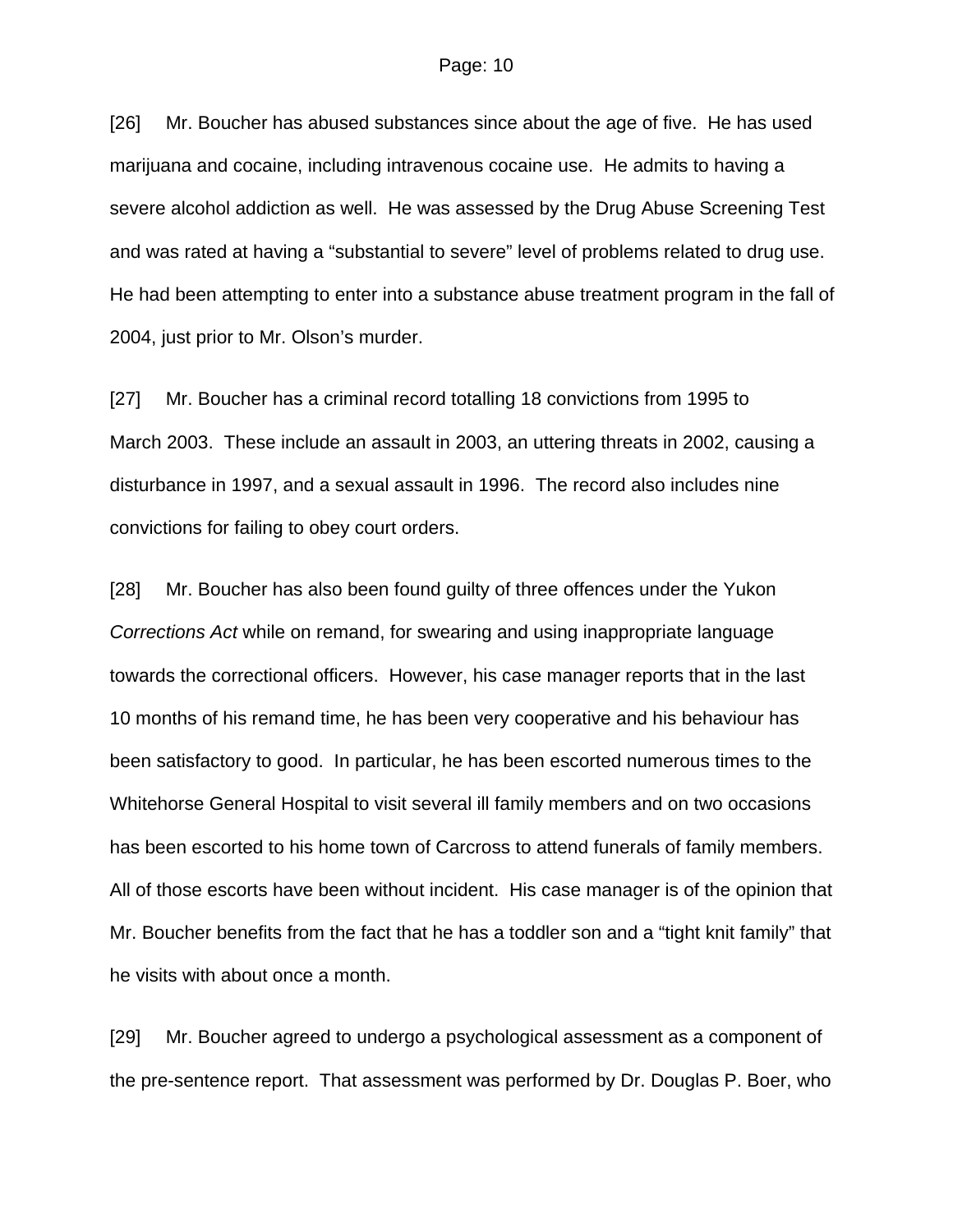[26] Mr. Boucher has abused substances since about the age of five. He has used marijuana and cocaine, including intravenous cocaine use. He admits to having a severe alcohol addiction as well. He was assessed by the Drug Abuse Screening Test and was rated at having a "substantial to severe" level of problems related to drug use. He had been attempting to enter into a substance abuse treatment program in the fall of 2004, just prior to Mr. Olson's murder.

[27] Mr. Boucher has a criminal record totalling 18 convictions from 1995 to March 2003. These include an assault in 2003, an uttering threats in 2002, causing a disturbance in 1997, and a sexual assault in 1996. The record also includes nine convictions for failing to obey court orders.

[28] Mr. Boucher has also been found guilty of three offences under the Yukon *Corrections Act* while on remand, for swearing and using inappropriate language towards the correctional officers. However, his case manager reports that in the last 10 months of his remand time, he has been very cooperative and his behaviour has been satisfactory to good. In particular, he has been escorted numerous times to the Whitehorse General Hospital to visit several ill family members and on two occasions has been escorted to his home town of Carcross to attend funerals of family members. All of those escorts have been without incident. His case manager is of the opinion that Mr. Boucher benefits from the fact that he has a toddler son and a "tight knit family" that he visits with about once a month.

[29] Mr. Boucher agreed to undergo a psychological assessment as a component of the pre-sentence report. That assessment was performed by Dr. Douglas P. Boer, who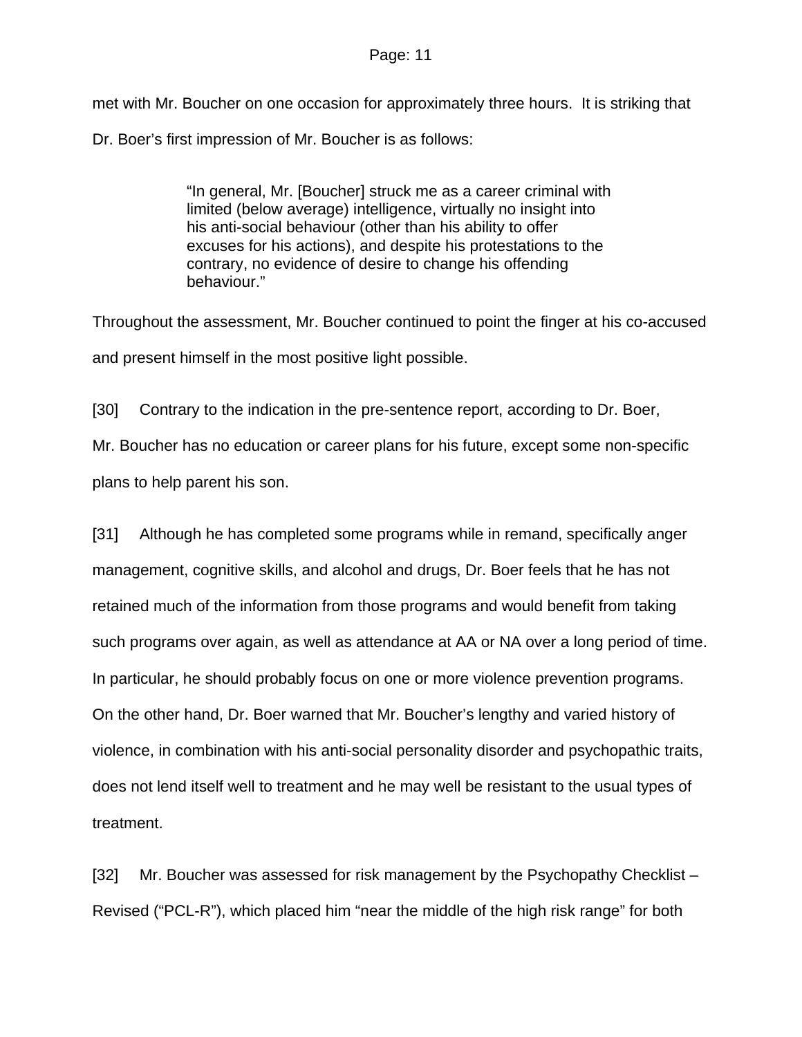met with Mr. Boucher on one occasion for approximately three hours. It is striking that Dr. Boer's first impression of Mr. Boucher is as follows:

> "In general, Mr. [Boucher] struck me as a career criminal with limited (below average) intelligence, virtually no insight into his anti-social behaviour (other than his ability to offer excuses for his actions), and despite his protestations to the contrary, no evidence of desire to change his offending behaviour."

Throughout the assessment, Mr. Boucher continued to point the finger at his co-accused and present himself in the most positive light possible.

[30] Contrary to the indication in the pre-sentence report, according to Dr. Boer, Mr. Boucher has no education or career plans for his future, except some non-specific plans to help parent his son.

[31] Although he has completed some programs while in remand, specifically anger management, cognitive skills, and alcohol and drugs, Dr. Boer feels that he has not retained much of the information from those programs and would benefit from taking such programs over again, as well as attendance at AA or NA over a long period of time. In particular, he should probably focus on one or more violence prevention programs. On the other hand, Dr. Boer warned that Mr. Boucher's lengthy and varied history of violence, in combination with his anti-social personality disorder and psychopathic traits, does not lend itself well to treatment and he may well be resistant to the usual types of treatment.

[32] Mr. Boucher was assessed for risk management by the Psychopathy Checklist – Revised ("PCL-R"), which placed him "near the middle of the high risk range" for both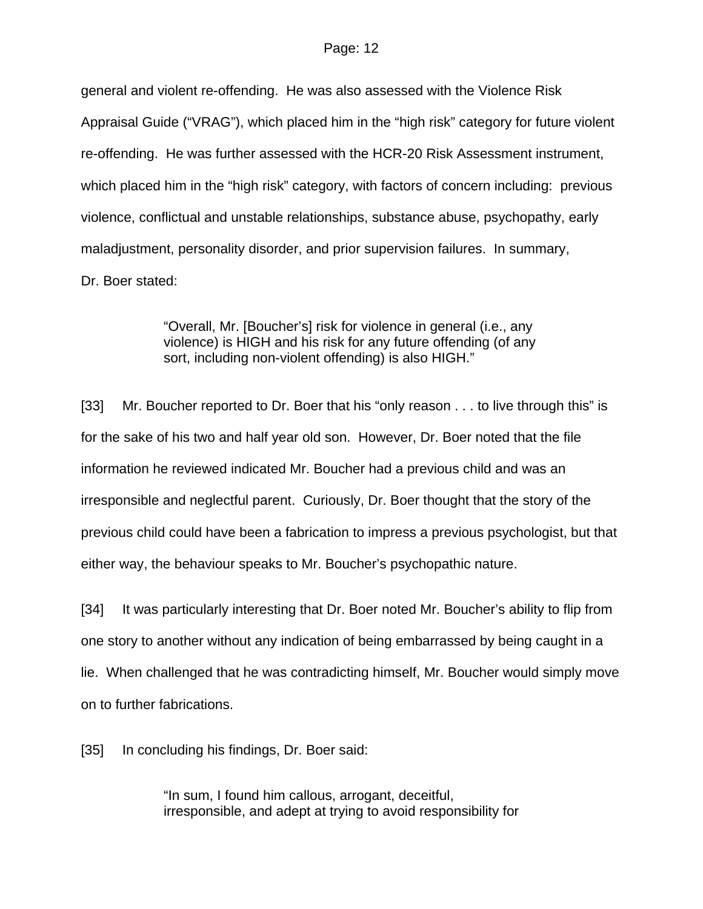general and violent re-offending. He was also assessed with the Violence Risk Appraisal Guide ("VRAG"), which placed him in the "high risk" category for future violent re-offending. He was further assessed with the HCR-20 Risk Assessment instrument, which placed him in the "high risk" category, with factors of concern including: previous violence, conflictual and unstable relationships, substance abuse, psychopathy, early maladjustment, personality disorder, and prior supervision failures. In summary, Dr. Boer stated:

> "Overall, Mr. [Boucher's] risk for violence in general (i.e., any violence) is HIGH and his risk for any future offending (of any sort, including non-violent offending) is also HIGH."

[33] Mr. Boucher reported to Dr. Boer that his "only reason . . . to live through this" is for the sake of his two and half year old son. However, Dr. Boer noted that the file information he reviewed indicated Mr. Boucher had a previous child and was an irresponsible and neglectful parent. Curiously, Dr. Boer thought that the story of the previous child could have been a fabrication to impress a previous psychologist, but that either way, the behaviour speaks to Mr. Boucher's psychopathic nature.

[34] It was particularly interesting that Dr. Boer noted Mr. Boucher's ability to flip from one story to another without any indication of being embarrassed by being caught in a lie. When challenged that he was contradicting himself, Mr. Boucher would simply move on to further fabrications.

[35] In concluding his findings, Dr. Boer said:

> "In sum, I found him callous, arrogant, deceitful, irresponsible, and adept at trying to avoid responsibility for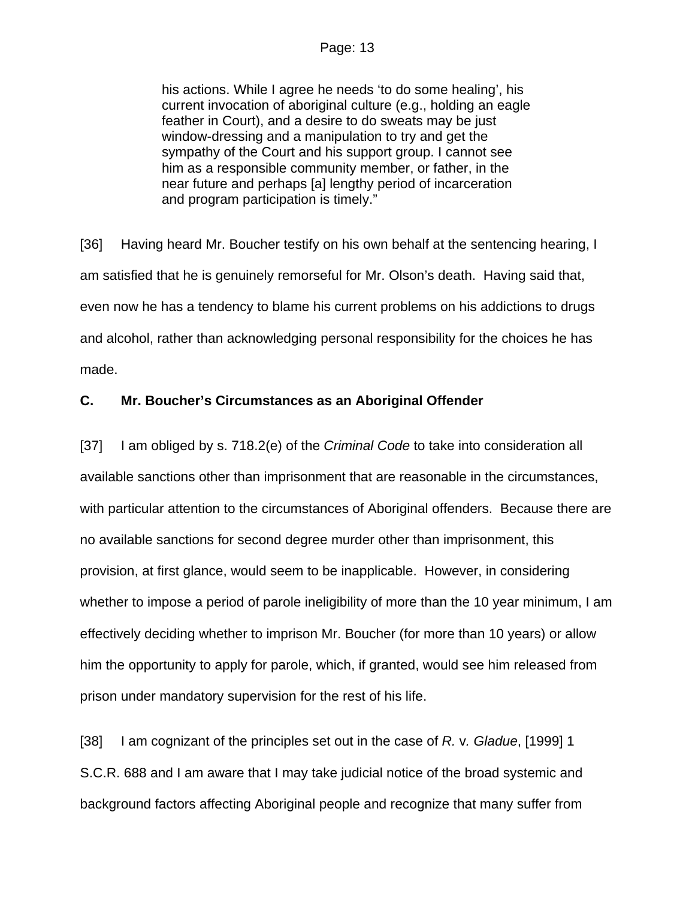> his actions. While I agree he needs 'to do some healing', his current invocation of aboriginal culture (e.g., holding an eagle feather in Court), and a desire to do sweats may be just window-dressing and a manipulation to try and get the sympathy of the Court and his support group. I cannot see him as a responsible community member, or father, in the near future and perhaps [a] lengthy period of incarceration and program participation is timely."

[36] Having heard Mr. Boucher testify on his own behalf at the sentencing hearing, I am satisfied that he is genuinely remorseful for Mr. Olson's death. Having said that, even now he has a tendency to blame his current problems on his addictions to drugs and alcohol, rather than acknowledging personal responsibility for the choices he has made.

### C. Mr. Boucher's Circumstances as an Aboriginal Offender

[37] I am obliged by s. 718.2(e) of the *Criminal Code* to take into consideration all available sanctions other than imprisonment that are reasonable in the circumstances, with particular attention to the circumstances of Aboriginal offenders. Because there are no available sanctions for second degree murder other than imprisonment, this provision, at first glance, would seem to be inapplicable. However, in considering whether to impose a period of parole ineligibility of more than the 10 year minimum, I am effectively deciding whether to imprison Mr. Boucher (for more than 10 years) or allow him the opportunity to apply for parole, which, if granted, would see him released from prison under mandatory supervision for the rest of his life.

[38] I am cognizant of the principles set out in the case of *R.* v. *Gladue*, [1999] 1 S.C.R. 688 and I am aware that I may take judicial notice of the broad systemic and background factors affecting Aboriginal people and recognize that many suffer from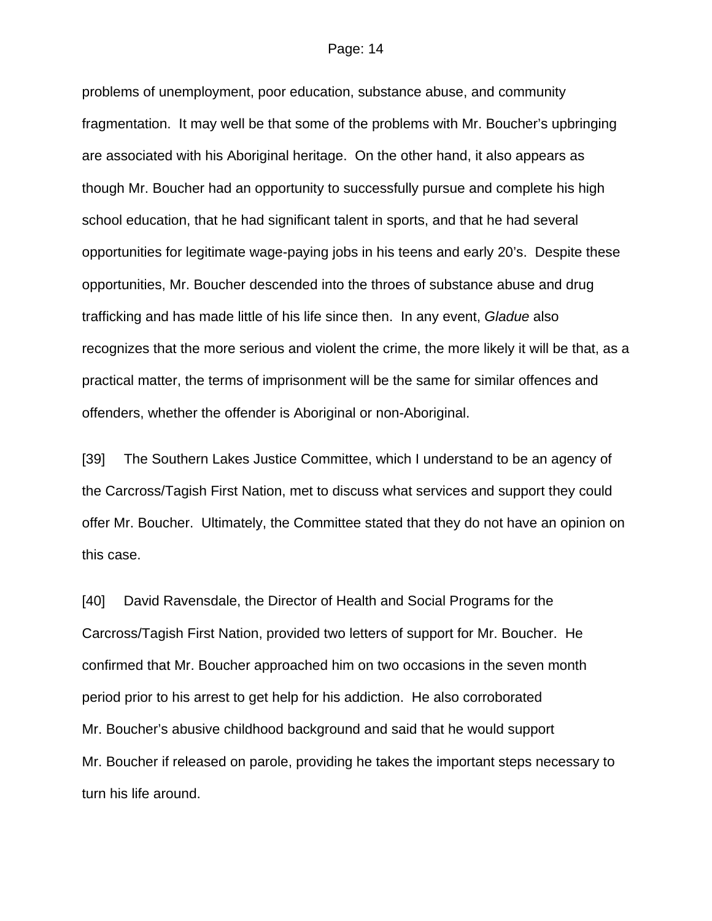problems of unemployment, poor education, substance abuse, and community fragmentation. It may well be that some of the problems with Mr. Boucher's upbringing are associated with his Aboriginal heritage. On the other hand, it also appears as though Mr. Boucher had an opportunity to successfully pursue and complete his high school education, that he had significant talent in sports, and that he had several opportunities for legitimate wage-paying jobs in his teens and early 20's. Despite these opportunities, Mr. Boucher descended into the throes of substance abuse and drug trafficking and has made little of his life since then. In any event, *Gladue* also recognizes that the more serious and violent the crime, the more likely it will be that, as a practical matter, the terms of imprisonment will be the same for similar offences and offenders, whether the offender is Aboriginal or non-Aboriginal.

[39] The Southern Lakes Justice Committee, which I understand to be an agency of the Carcross/Tagish First Nation, met to discuss what services and support they could offer Mr. Boucher. Ultimately, the Committee stated that they do not have an opinion on this case.

[40] David Ravensdale, the Director of Health and Social Programs for the Carcross/Tagish First Nation, provided two letters of support for Mr. Boucher. He confirmed that Mr. Boucher approached him on two occasions in the seven month period prior to his arrest to get help for his addiction. He also corroborated Mr. Boucher's abusive childhood background and said that he would support Mr. Boucher if released on parole, providing he takes the important steps necessary to turn his life around.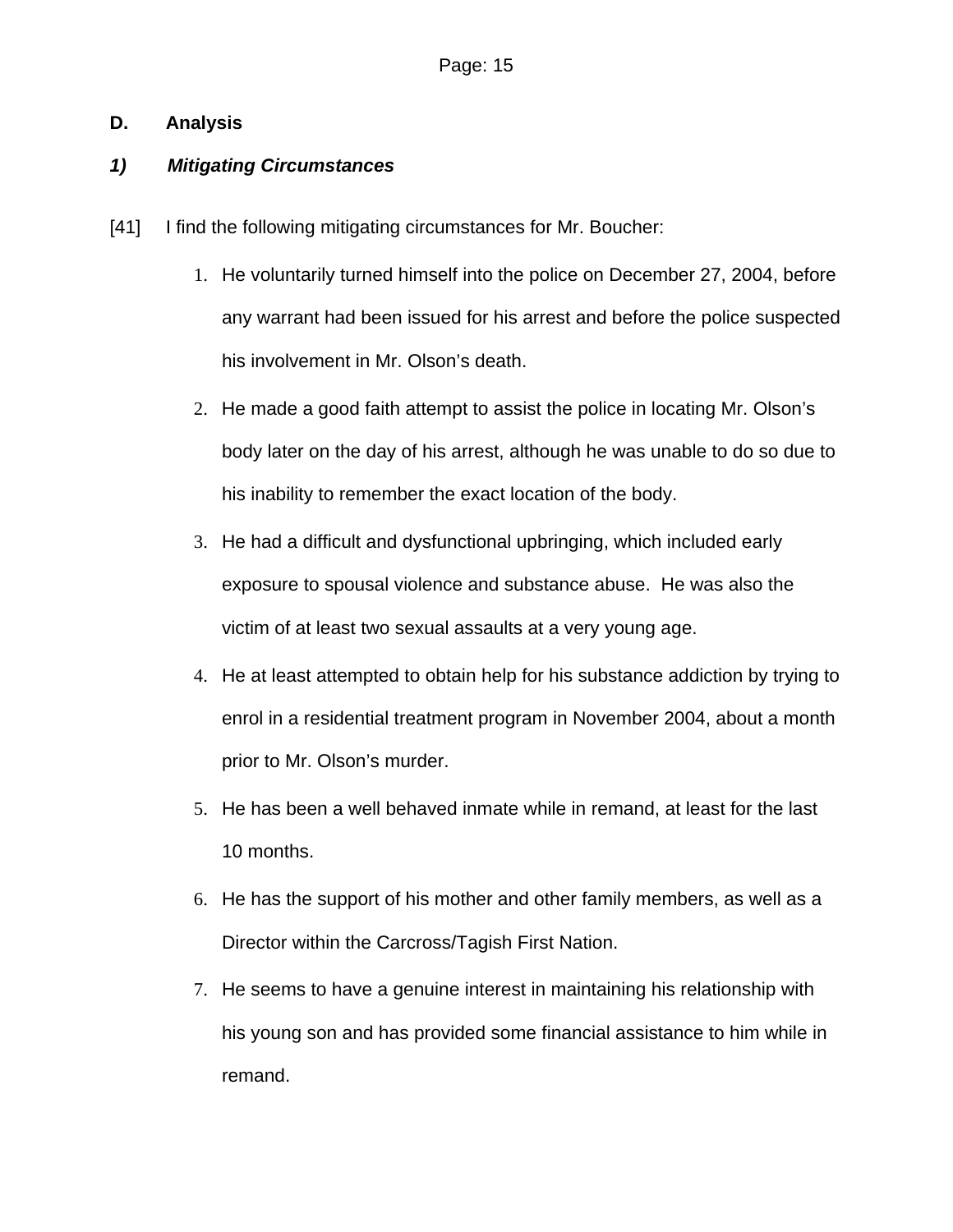## D. Analysis

### *1) Mitigating Circumstances*

[41] I find the following mitigating circumstances for Mr. Boucher:

1. He voluntarily turned himself into the police on December 27, 2004, before any warrant had been issued for his arrest and before the police suspected his involvement in Mr. Olson's death.
2. He made a good faith attempt to assist the police in locating Mr. Olson's body later on the day of his arrest, although he was unable to do so due to his inability to remember the exact location of the body.
3. He had a difficult and dysfunctional upbringing, which included early exposure to spousal violence and substance abuse. He was also the victim of at least two sexual assaults at a very young age.
4. He at least attempted to obtain help for his substance addiction by trying to enrol in a residential treatment program in November 2004, about a month prior to Mr. Olson's murder.
5. He has been a well behaved inmate while in remand, at least for the last 10 months.
6. He has the support of his mother and other family members, as well as a Director within the Carcross/Tagish First Nation.
7. He seems to have a genuine interest in maintaining his relationship with his young son and has provided some financial assistance to him while in remand.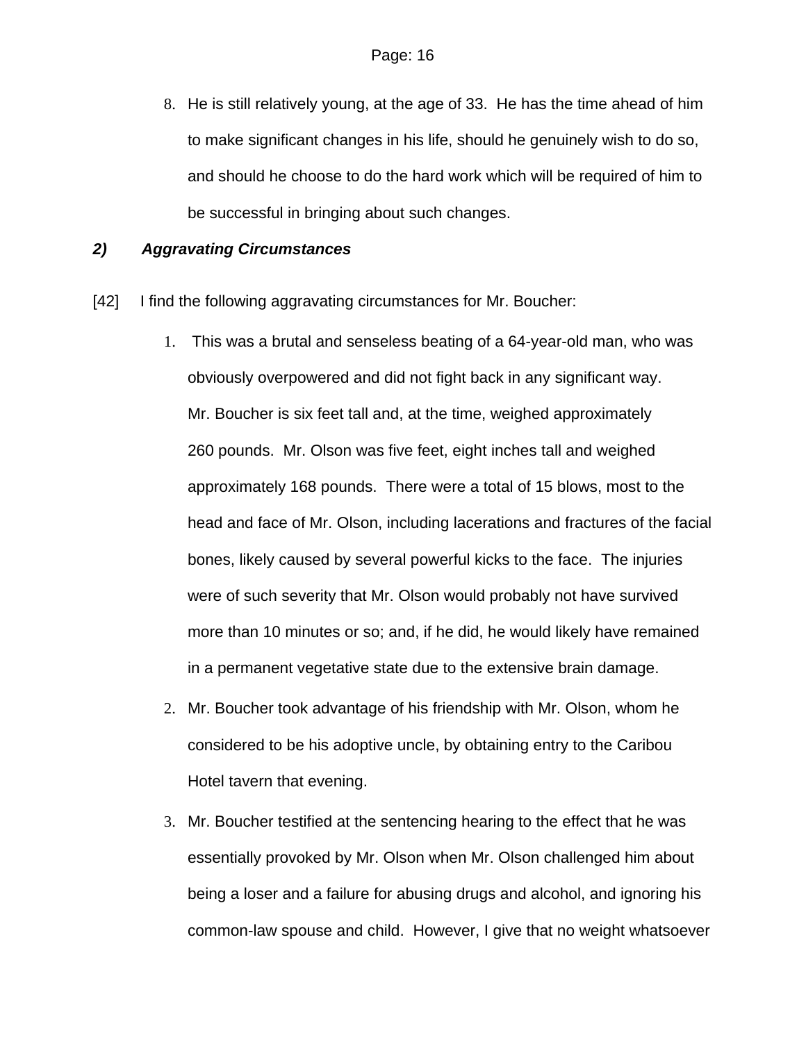8. He is still relatively young, at the age of 33. He has the time ahead of him to make significant changes in his life, should he genuinely wish to do so, and should he choose to do the hard work which will be required of him to be successful in bringing about such changes.

### *2) Aggravating Circumstances*

[42] I find the following aggravating circumstances for Mr. Boucher:

1. This was a brutal and senseless beating of a 64-year-old man, who was obviously overpowered and did not fight back in any significant way. Mr. Boucher is six feet tall and, at the time, weighed approximately 260 pounds. Mr. Olson was five feet, eight inches tall and weighed approximately 168 pounds. There were a total of 15 blows, most to the head and face of Mr. Olson, including lacerations and fractures of the facial bones, likely caused by several powerful kicks to the face. The injuries were of such severity that Mr. Olson would probably not have survived more than 10 minutes or so; and, if he did, he would likely have remained in a permanent vegetative state due to the extensive brain damage.
2. Mr. Boucher took advantage of his friendship with Mr. Olson, whom he considered to be his adoptive uncle, by obtaining entry to the Caribou Hotel tavern that evening.
3. Mr. Boucher testified at the sentencing hearing to the effect that he was essentially provoked by Mr. Olson when Mr. Olson challenged him about being a loser and a failure for abusing drugs and alcohol, and ignoring his common-law spouse and child. However, I give that no weight whatsoever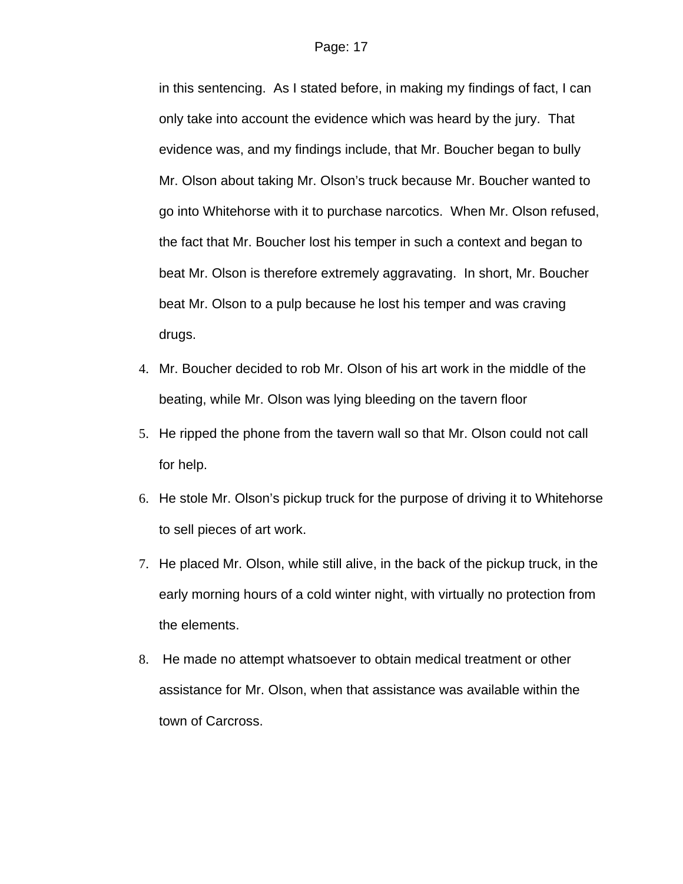in this sentencing. As I stated before, in making my findings of fact, I can only take into account the evidence which was heard by the jury. That evidence was, and my findings include, that Mr. Boucher began to bully Mr. Olson about taking Mr. Olson's truck because Mr. Boucher wanted to go into Whitehorse with it to purchase narcotics. When Mr. Olson refused, the fact that Mr. Boucher lost his temper in such a context and began to beat Mr. Olson is therefore extremely aggravating. In short, Mr. Boucher beat Mr. Olson to a pulp because he lost his temper and was craving drugs.

4. Mr. Boucher decided to rob Mr. Olson of his art work in the middle of the beating, while Mr. Olson was lying bleeding on the tavern floor
5. He ripped the phone from the tavern wall so that Mr. Olson could not call for help.
6. He stole Mr. Olson's pickup truck for the purpose of driving it to Whitehorse to sell pieces of art work.
7. He placed Mr. Olson, while still alive, in the back of the pickup truck, in the early morning hours of a cold winter night, with virtually no protection from the elements.
8. He made no attempt whatsoever to obtain medical treatment or other assistance for Mr. Olson, when that assistance was available within the town of Carcross.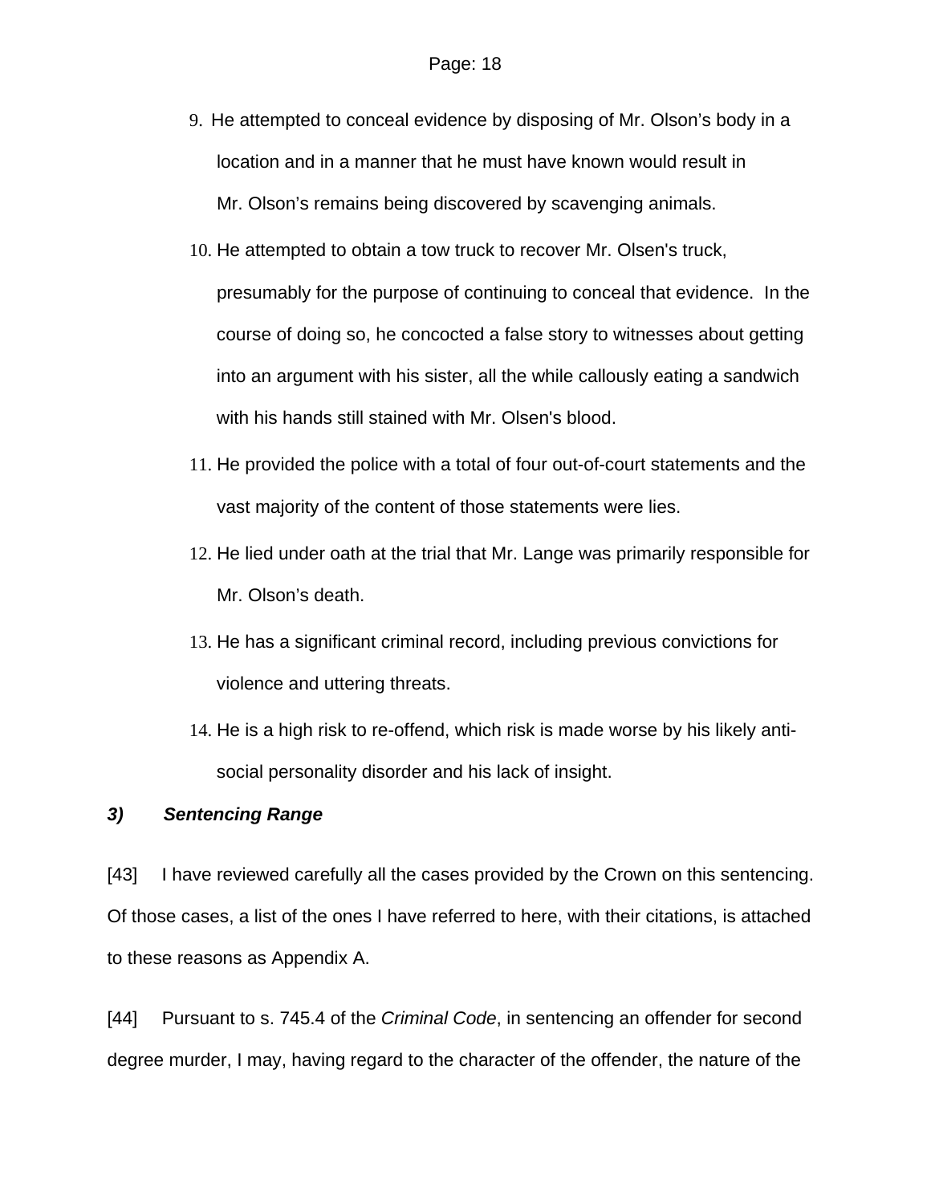9. He attempted to conceal evidence by disposing of Mr. Olson’s body in a location and in a manner that he must have known would result in Mr. Olson’s remains being discovered by scavenging animals.
10. He attempted to obtain a tow truck to recover Mr. Olsen's truck, presumably for the purpose of continuing to conceal that evidence. In the course of doing so, he concocted a false story to witnesses about getting into an argument with his sister, all the while callously eating a sandwich with his hands still stained with Mr. Olsen's blood.
11. He provided the police with a total of four out-of-court statements and the vast majority of the content of those statements were lies.
12. He lied under oath at the trial that Mr. Lange was primarily responsible for Mr. Olson’s death.
13. He has a significant criminal record, including previous convictions for violence and uttering threats.
14. He is a high risk to re-offend, which risk is made worse by his likely anti-social personality disorder and his lack of insight.

### ***3) Sentencing Range***

[43] I have reviewed carefully all the cases provided by the Crown on this sentencing. Of those cases, a list of the ones I have referred to here, with their citations, is attached to these reasons as Appendix A.

[44] Pursuant to s. 745.4 of the *Criminal Code*, in sentencing an offender for second degree murder, I may, having regard to the character of the offender, the nature of the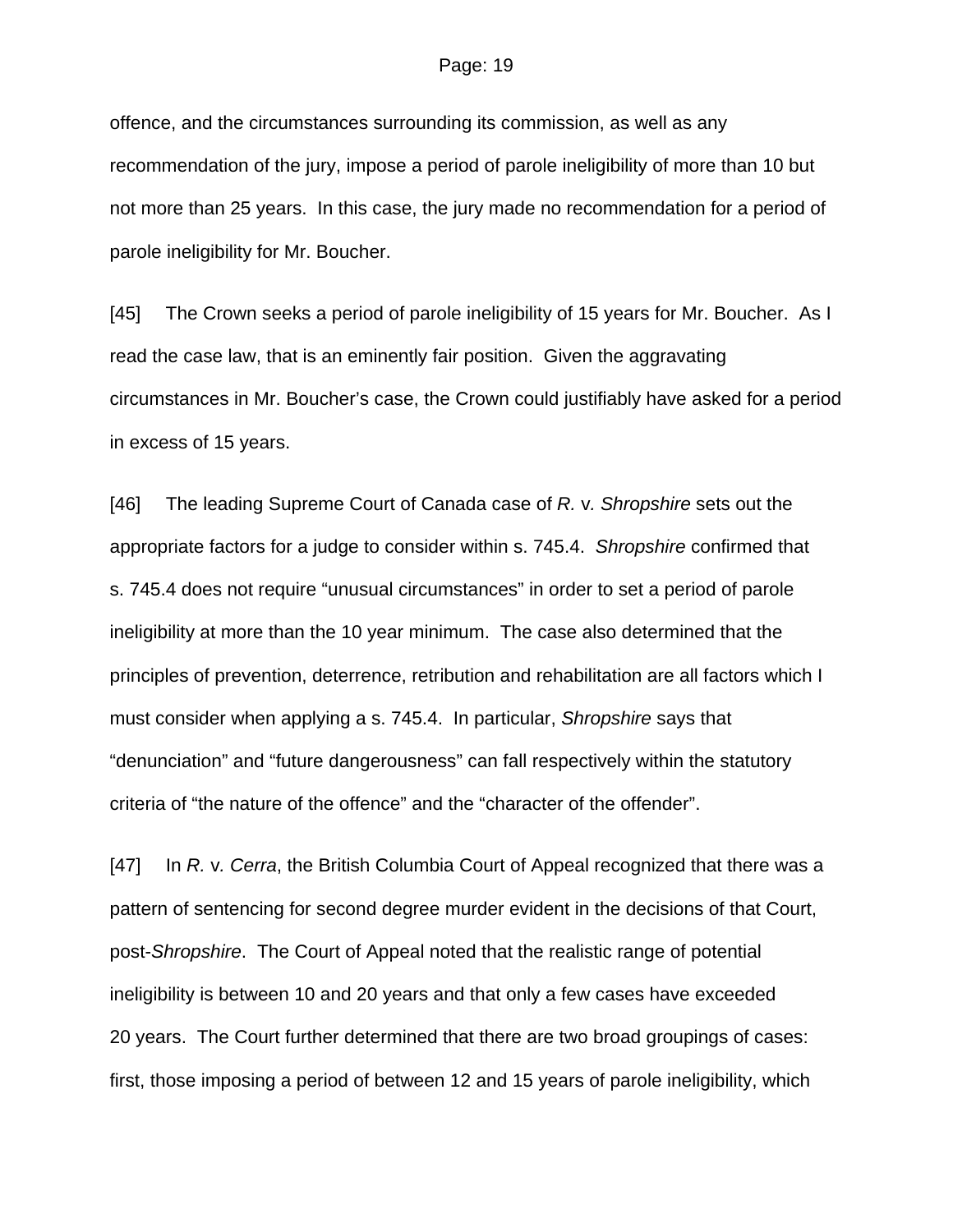offence, and the circumstances surrounding its commission, as well as any recommendation of the jury, impose a period of parole ineligibility of more than 10 but not more than 25 years. In this case, the jury made no recommendation for a period of parole ineligibility for Mr. Boucher.

[45] The Crown seeks a period of parole ineligibility of 15 years for Mr. Boucher. As I read the case law, that is an eminently fair position. Given the aggravating circumstances in Mr. Boucher's case, the Crown could justifiably have asked for a period in excess of 15 years.

[46] The leading Supreme Court of Canada case of *R.* v*. Shropshire* sets out the appropriate factors for a judge to consider within s. 745.4. *Shropshire* confirmed that s. 745.4 does not require "unusual circumstances" in order to set a period of parole ineligibility at more than the 10 year minimum. The case also determined that the principles of prevention, deterrence, retribution and rehabilitation are all factors which I must consider when applying a s. 745.4. In particular, *Shropshire* says that "denunciation" and "future dangerousness" can fall respectively within the statutory criteria of "the nature of the offence" and the "character of the offender".

[47] In *R.* v*. Cerra*, the British Columbia Court of Appeal recognized that there was a pattern of sentencing for second degree murder evident in the decisions of that Court, post-*Shropshire*. The Court of Appeal noted that the realistic range of potential ineligibility is between 10 and 20 years and that only a few cases have exceeded 20 years. The Court further determined that there are two broad groupings of cases: first, those imposing a period of between 12 and 15 years of parole ineligibility, which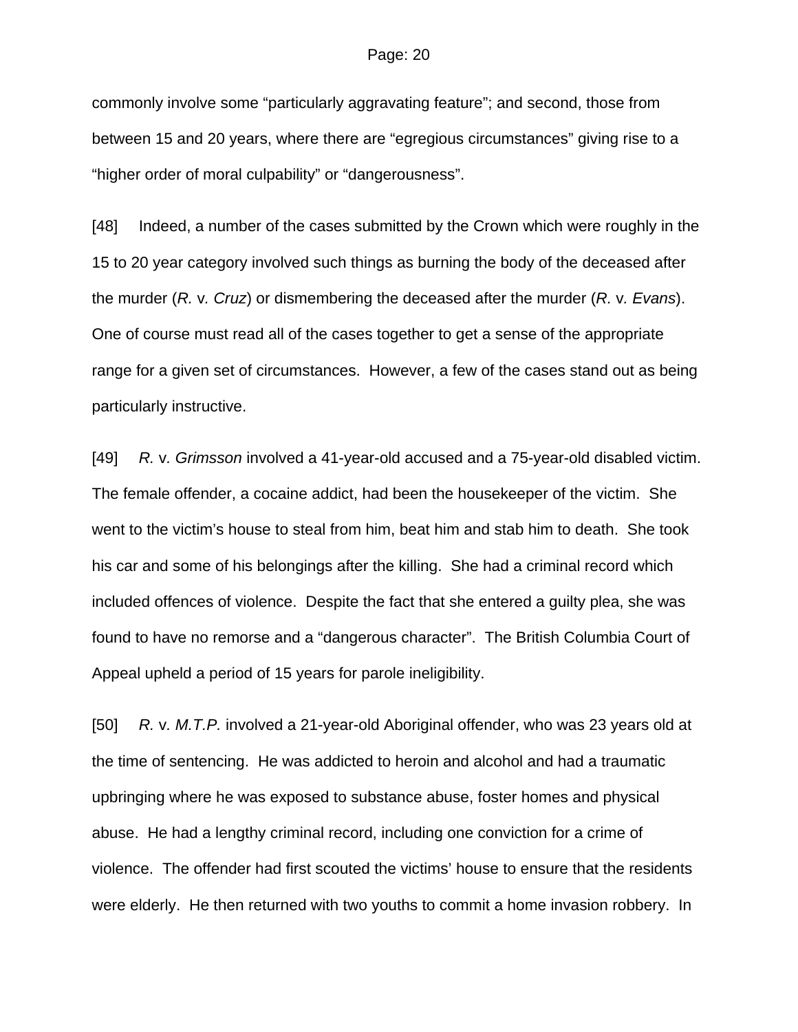commonly involve some "particularly aggravating feature"; and second, those from between 15 and 20 years, where there are "egregious circumstances" giving rise to a "higher order of moral culpability" or "dangerousness".

[48] Indeed, a number of the cases submitted by the Crown which were roughly in the 15 to 20 year category involved such things as burning the body of the deceased after the murder (*R.* v. *Cruz*) or dismembering the deceased after the murder (*R.* v. *Evans*). One of course must read all of the cases together to get a sense of the appropriate range for a given set of circumstances. However, a few of the cases stand out as being particularly instructive.

[49] *R.* v. *Grimsson* involved a 41-year-old accused and a 75-year-old disabled victim. The female offender, a cocaine addict, had been the housekeeper of the victim. She went to the victim's house to steal from him, beat him and stab him to death. She took his car and some of his belongings after the killing. She had a criminal record which included offences of violence. Despite the fact that she entered a guilty plea, she was found to have no remorse and a "dangerous character". The British Columbia Court of Appeal upheld a period of 15 years for parole ineligibility.

[50] *R.* v. *M.T.P.* involved a 21-year-old Aboriginal offender, who was 23 years old at the time of sentencing. He was addicted to heroin and alcohol and had a traumatic upbringing where he was exposed to substance abuse, foster homes and physical abuse. He had a lengthy criminal record, including one conviction for a crime of violence. The offender had first scouted the victims' house to ensure that the residents were elderly. He then returned with two youths to commit a home invasion robbery. In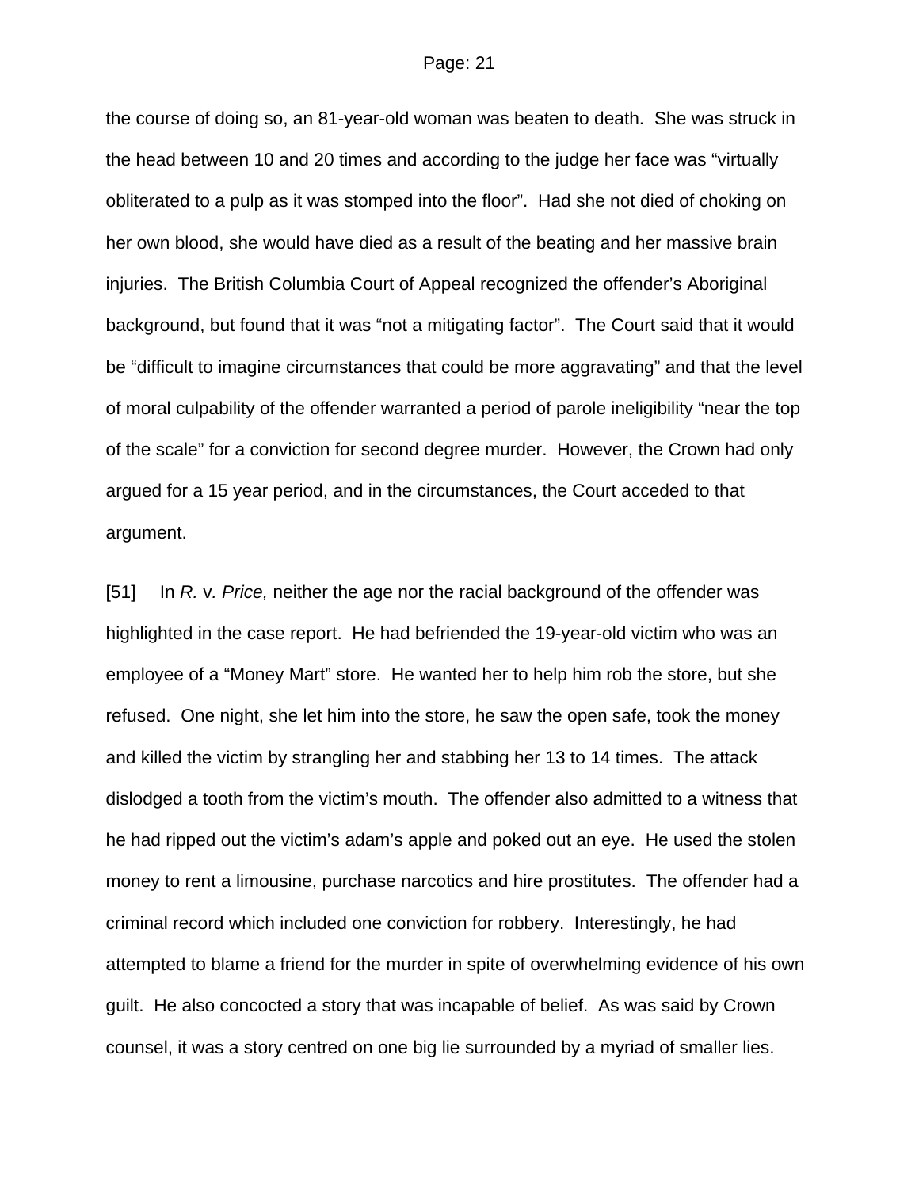the course of doing so, an 81-year-old woman was beaten to death. She was struck in the head between 10 and 20 times and according to the judge her face was "virtually obliterated to a pulp as it was stomped into the floor". Had she not died of choking on her own blood, she would have died as a result of the beating and her massive brain injuries. The British Columbia Court of Appeal recognized the offender's Aboriginal background, but found that it was "not a mitigating factor". The Court said that it would be "difficult to imagine circumstances that could be more aggravating" and that the level of moral culpability of the offender warranted a period of parole ineligibility "near the top of the scale" for a conviction for second degree murder. However, the Crown had only argued for a 15 year period, and in the circumstances, the Court acceded to that argument.

[51] In *R.* v. *Price,* neither the age nor the racial background of the offender was highlighted in the case report. He had befriended the 19-year-old victim who was an employee of a "Money Mart" store. He wanted her to help him rob the store, but she refused. One night, she let him into the store, he saw the open safe, took the money and killed the victim by strangling her and stabbing her 13 to 14 times. The attack dislodged a tooth from the victim's mouth. The offender also admitted to a witness that he had ripped out the victim's adam's apple and poked out an eye. He used the stolen money to rent a limousine, purchase narcotics and hire prostitutes. The offender had a criminal record which included one conviction for robbery. Interestingly, he had attempted to blame a friend for the murder in spite of overwhelming evidence of his own guilt. He also concocted a story that was incapable of belief. As was said by Crown counsel, it was a story centred on one big lie surrounded by a myriad of smaller lies.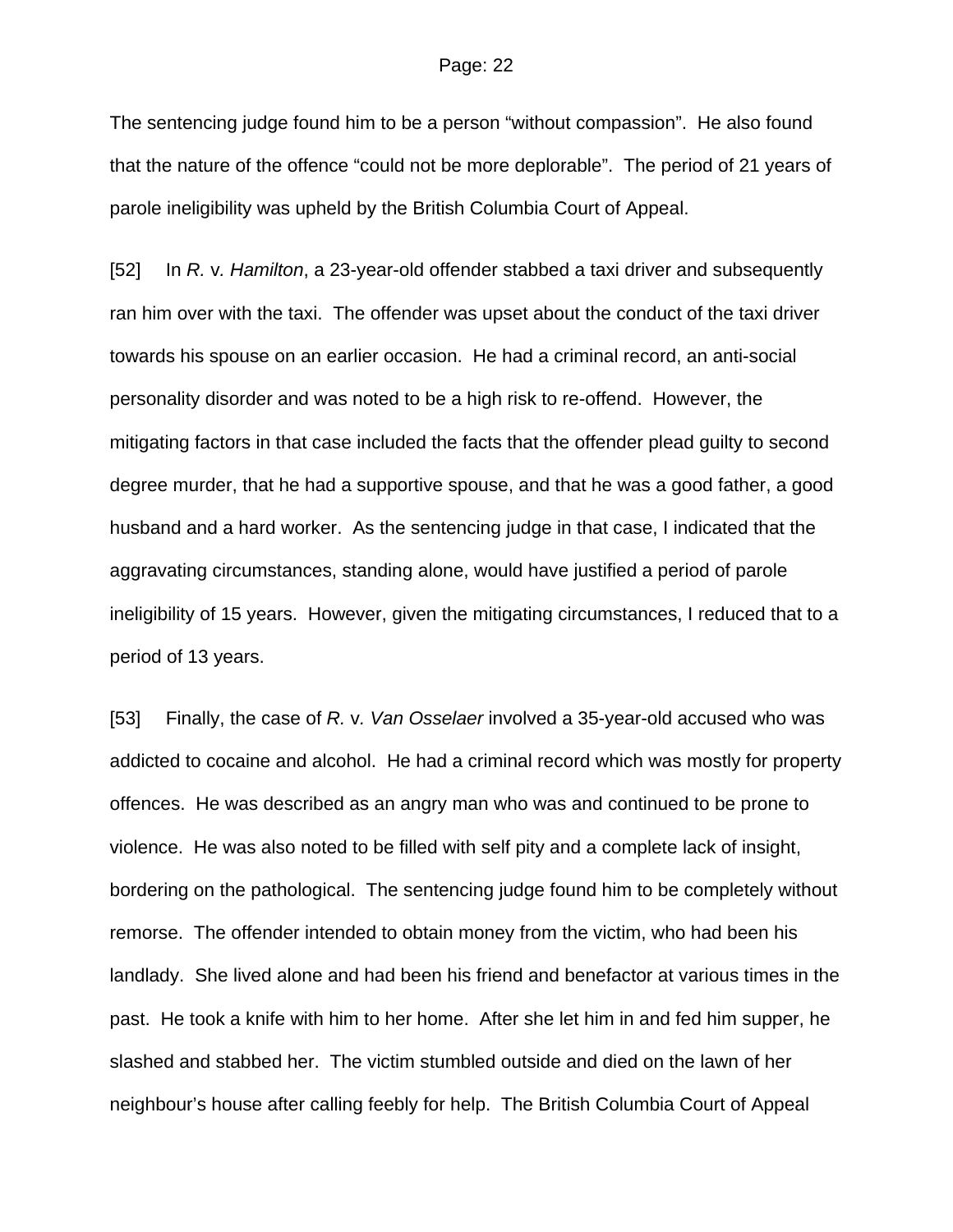The sentencing judge found him to be a person "without compassion". He also found that the nature of the offence "could not be more deplorable". The period of 21 years of parole ineligibility was upheld by the British Columbia Court of Appeal.

[52] In *R.* v. *Hamilton*, a 23-year-old offender stabbed a taxi driver and subsequently ran him over with the taxi. The offender was upset about the conduct of the taxi driver towards his spouse on an earlier occasion. He had a criminal record, an anti-social personality disorder and was noted to be a high risk to re-offend. However, the mitigating factors in that case included the facts that the offender plead guilty to second degree murder, that he had a supportive spouse, and that he was a good father, a good husband and a hard worker. As the sentencing judge in that case, I indicated that the aggravating circumstances, standing alone, would have justified a period of parole ineligibility of 15 years. However, given the mitigating circumstances, I reduced that to a period of 13 years.

[53] Finally, the case of *R.* v. *Van Osselaer* involved a 35-year-old accused who was addicted to cocaine and alcohol. He had a criminal record which was mostly for property offences. He was described as an angry man who was and continued to be prone to violence. He was also noted to be filled with self pity and a complete lack of insight, bordering on the pathological. The sentencing judge found him to be completely without remorse. The offender intended to obtain money from the victim, who had been his landlady. She lived alone and had been his friend and benefactor at various times in the past. He took a knife with him to her home. After she let him in and fed him supper, he slashed and stabbed her. The victim stumbled outside and died on the lawn of her neighbour's house after calling feebly for help. The British Columbia Court of Appeal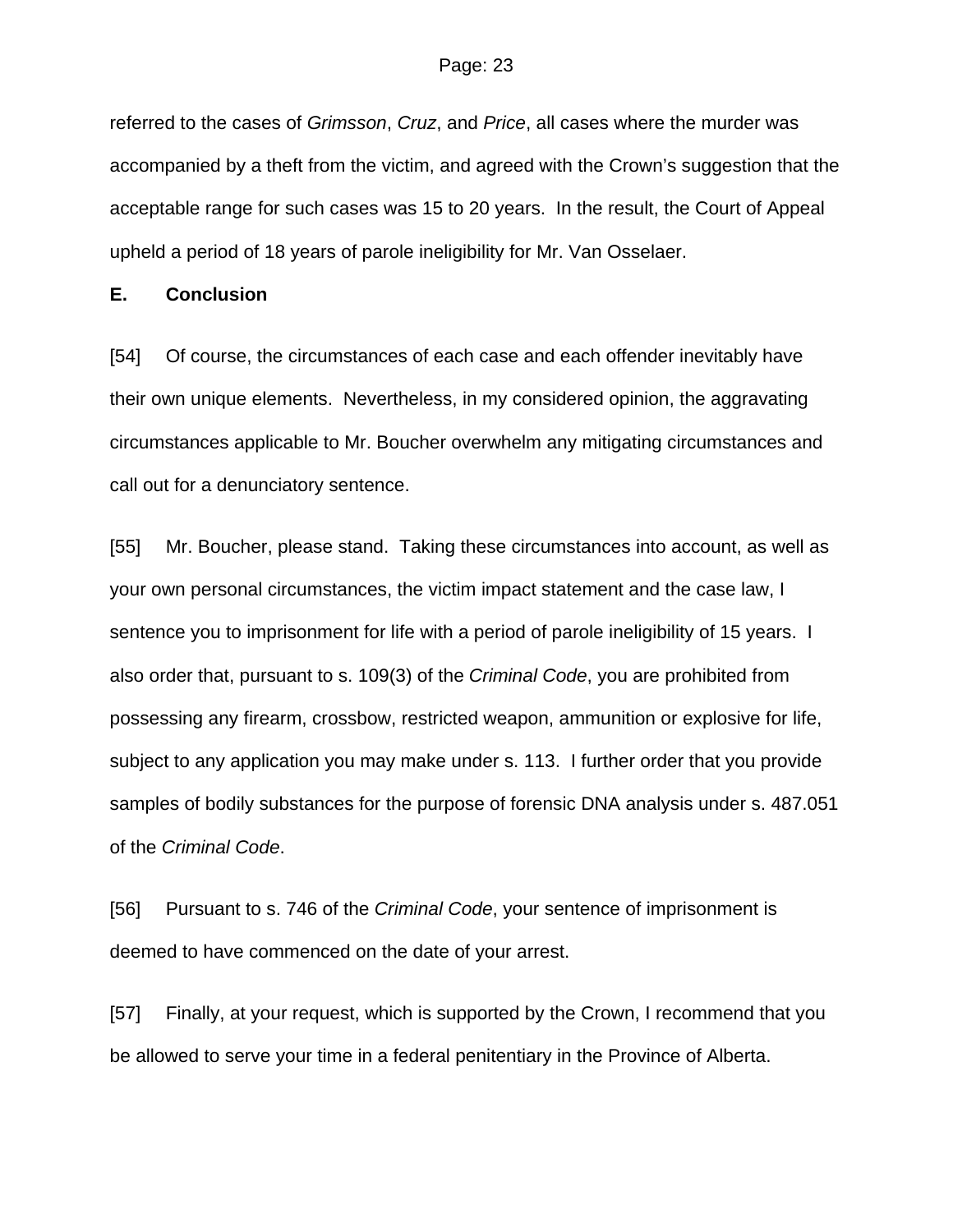referred to the cases of *Grimsson*, *Cruz*, and *Price*, all cases where the murder was accompanied by a theft from the victim, and agreed with the Crown's suggestion that the acceptable range for such cases was 15 to 20 years. In the result, the Court of Appeal upheld a period of 18 years of parole ineligibility for Mr. Van Osselaer.

**E. Conclusion**

[54] Of course, the circumstances of each case and each offender inevitably have their own unique elements. Nevertheless, in my considered opinion, the aggravating circumstances applicable to Mr. Boucher overwhelm any mitigating circumstances and call out for a denunciatory sentence.

[55] Mr. Boucher, please stand. Taking these circumstances into account, as well as your own personal circumstances, the victim impact statement and the case law, I sentence you to imprisonment for life with a period of parole ineligibility of 15 years. I also order that, pursuant to s. 109(3) of the *Criminal Code*, you are prohibited from possessing any firearm, crossbow, restricted weapon, ammunition or explosive for life, subject to any application you may make under s. 113. I further order that you provide samples of bodily substances for the purpose of forensic DNA analysis under s. 487.051 of the *Criminal Code*.

[56] Pursuant to s. 746 of the *Criminal Code*, your sentence of imprisonment is deemed to have commenced on the date of your arrest.

[57] Finally, at your request, which is supported by the Crown, I recommend that you be allowed to serve your time in a federal penitentiary in the Province of Alberta.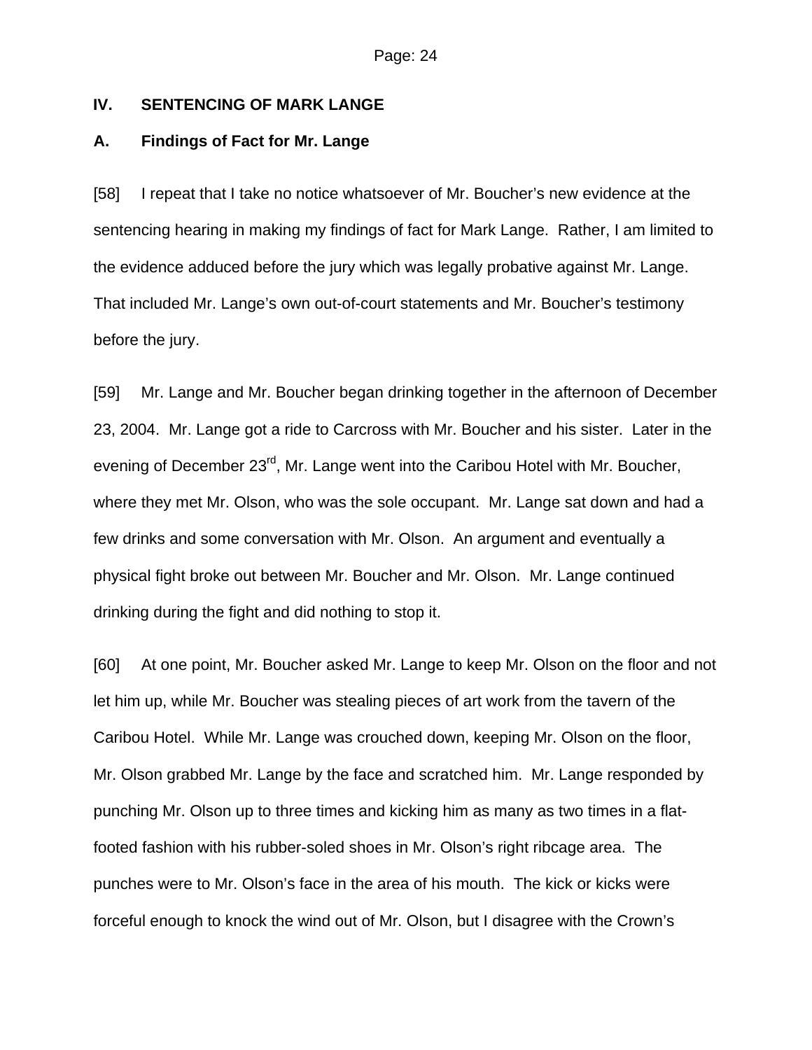## IV. SENTENCING OF MARK LANGE

### A. Findings of Fact for Mr. Lange

[58] I repeat that I take no notice whatsoever of Mr. Boucher's new evidence at the sentencing hearing in making my findings of fact for Mark Lange. Rather, I am limited to the evidence adduced before the jury which was legally probative against Mr. Lange. That included Mr. Lange's own out-of-court statements and Mr. Boucher's testimony before the jury.

[59] Mr. Lange and Mr. Boucher began drinking together in the afternoon of December 23, 2004. Mr. Lange got a ride to Carcross with Mr. Boucher and his sister. Later in the evening of December 23rd, Mr. Lange went into the Caribou Hotel with Mr. Boucher, where they met Mr. Olson, who was the sole occupant. Mr. Lange sat down and had a few drinks and some conversation with Mr. Olson. An argument and eventually a physical fight broke out between Mr. Boucher and Mr. Olson. Mr. Lange continued drinking during the fight and did nothing to stop it.

[60] At one point, Mr. Boucher asked Mr. Lange to keep Mr. Olson on the floor and not let him up, while Mr. Boucher was stealing pieces of art work from the tavern of the Caribou Hotel. While Mr. Lange was crouched down, keeping Mr. Olson on the floor, Mr. Olson grabbed Mr. Lange by the face and scratched him. Mr. Lange responded by punching Mr. Olson up to three times and kicking him as many as two times in a flat-footed fashion with his rubber-soled shoes in Mr. Olson's right ribcage area. The punches were to Mr. Olson's face in the area of his mouth. The kick or kicks were forceful enough to knock the wind out of Mr. Olson, but I disagree with the Crown's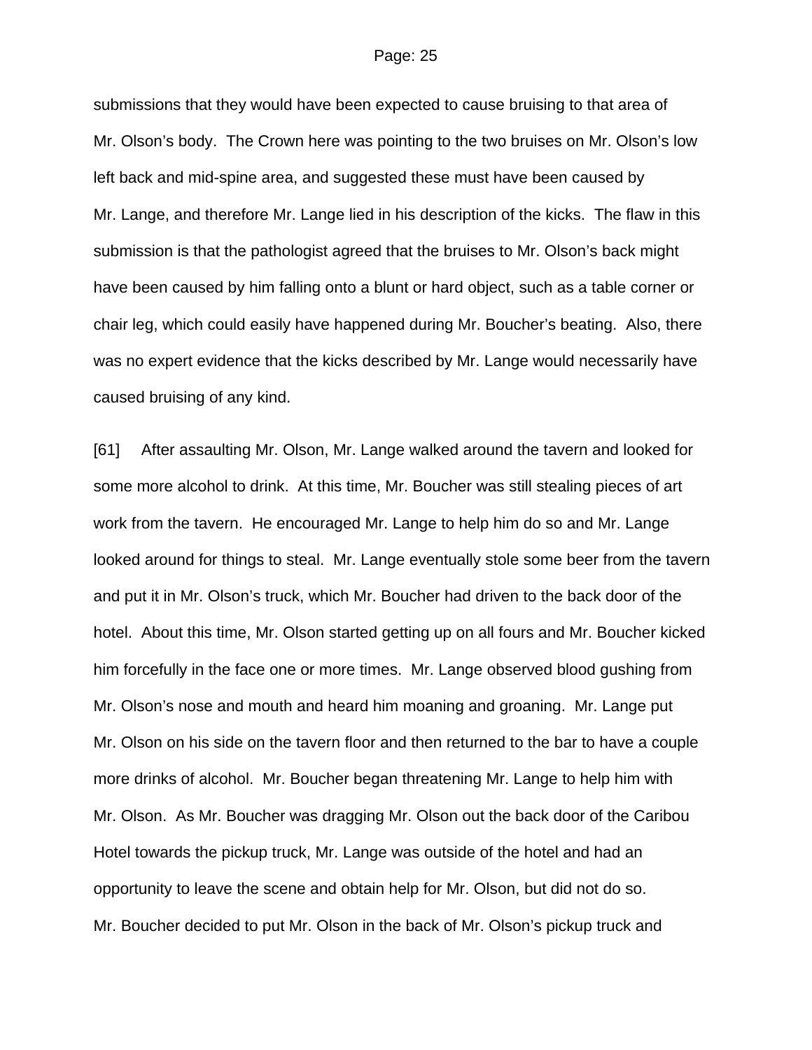submissions that they would have been expected to cause bruising to that area of Mr. Olson's body. The Crown here was pointing to the two bruises on Mr. Olson's low left back and mid-spine area, and suggested these must have been caused by Mr. Lange, and therefore Mr. Lange lied in his description of the kicks. The flaw in this submission is that the pathologist agreed that the bruises to Mr. Olson's back might have been caused by him falling onto a blunt or hard object, such as a table corner or chair leg, which could easily have happened during Mr. Boucher's beating. Also, there was no expert evidence that the kicks described by Mr. Lange would necessarily have caused bruising of any kind.

[61] After assaulting Mr. Olson, Mr. Lange walked around the tavern and looked for some more alcohol to drink. At this time, Mr. Boucher was still stealing pieces of art work from the tavern. He encouraged Mr. Lange to help him do so and Mr. Lange looked around for things to steal. Mr. Lange eventually stole some beer from the tavern and put it in Mr. Olson's truck, which Mr. Boucher had driven to the back door of the hotel. About this time, Mr. Olson started getting up on all fours and Mr. Boucher kicked him forcefully in the face one or more times. Mr. Lange observed blood gushing from Mr. Olson's nose and mouth and heard him moaning and groaning. Mr. Lange put Mr. Olson on his side on the tavern floor and then returned to the bar to have a couple more drinks of alcohol. Mr. Boucher began threatening Mr. Lange to help him with Mr. Olson. As Mr. Boucher was dragging Mr. Olson out the back door of the Caribou Hotel towards the pickup truck, Mr. Lange was outside of the hotel and had an opportunity to leave the scene and obtain help for Mr. Olson, but did not do so. Mr. Boucher decided to put Mr. Olson in the back of Mr. Olson's pickup truck and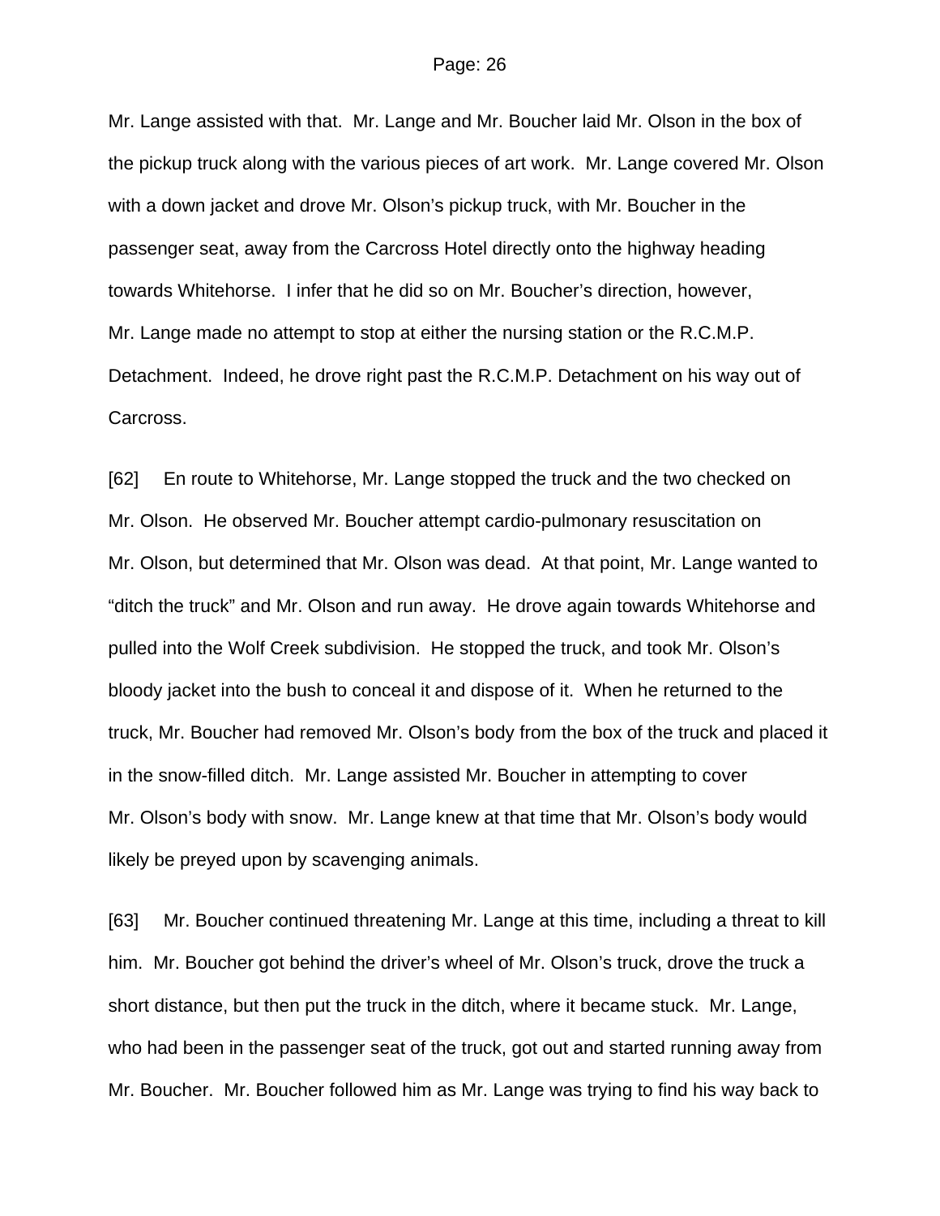Mr. Lange assisted with that. Mr. Lange and Mr. Boucher laid Mr. Olson in the box of the pickup truck along with the various pieces of art work. Mr. Lange covered Mr. Olson with a down jacket and drove Mr. Olson's pickup truck, with Mr. Boucher in the passenger seat, away from the Carcross Hotel directly onto the highway heading towards Whitehorse. I infer that he did so on Mr. Boucher's direction, however, Mr. Lange made no attempt to stop at either the nursing station or the R.C.M.P. Detachment. Indeed, he drove right past the R.C.M.P. Detachment on his way out of Carcross.

[62] En route to Whitehorse, Mr. Lange stopped the truck and the two checked on Mr. Olson. He observed Mr. Boucher attempt cardio-pulmonary resuscitation on Mr. Olson, but determined that Mr. Olson was dead. At that point, Mr. Lange wanted to "ditch the truck" and Mr. Olson and run away. He drove again towards Whitehorse and pulled into the Wolf Creek subdivision. He stopped the truck, and took Mr. Olson's bloody jacket into the bush to conceal it and dispose of it. When he returned to the truck, Mr. Boucher had removed Mr. Olson's body from the box of the truck and placed it in the snow-filled ditch. Mr. Lange assisted Mr. Boucher in attempting to cover Mr. Olson's body with snow. Mr. Lange knew at that time that Mr. Olson's body would likely be preyed upon by scavenging animals.

[63] Mr. Boucher continued threatening Mr. Lange at this time, including a threat to kill him. Mr. Boucher got behind the driver's wheel of Mr. Olson's truck, drove the truck a short distance, but then put the truck in the ditch, where it became stuck. Mr. Lange, who had been in the passenger seat of the truck, got out and started running away from Mr. Boucher. Mr. Boucher followed him as Mr. Lange was trying to find his way back to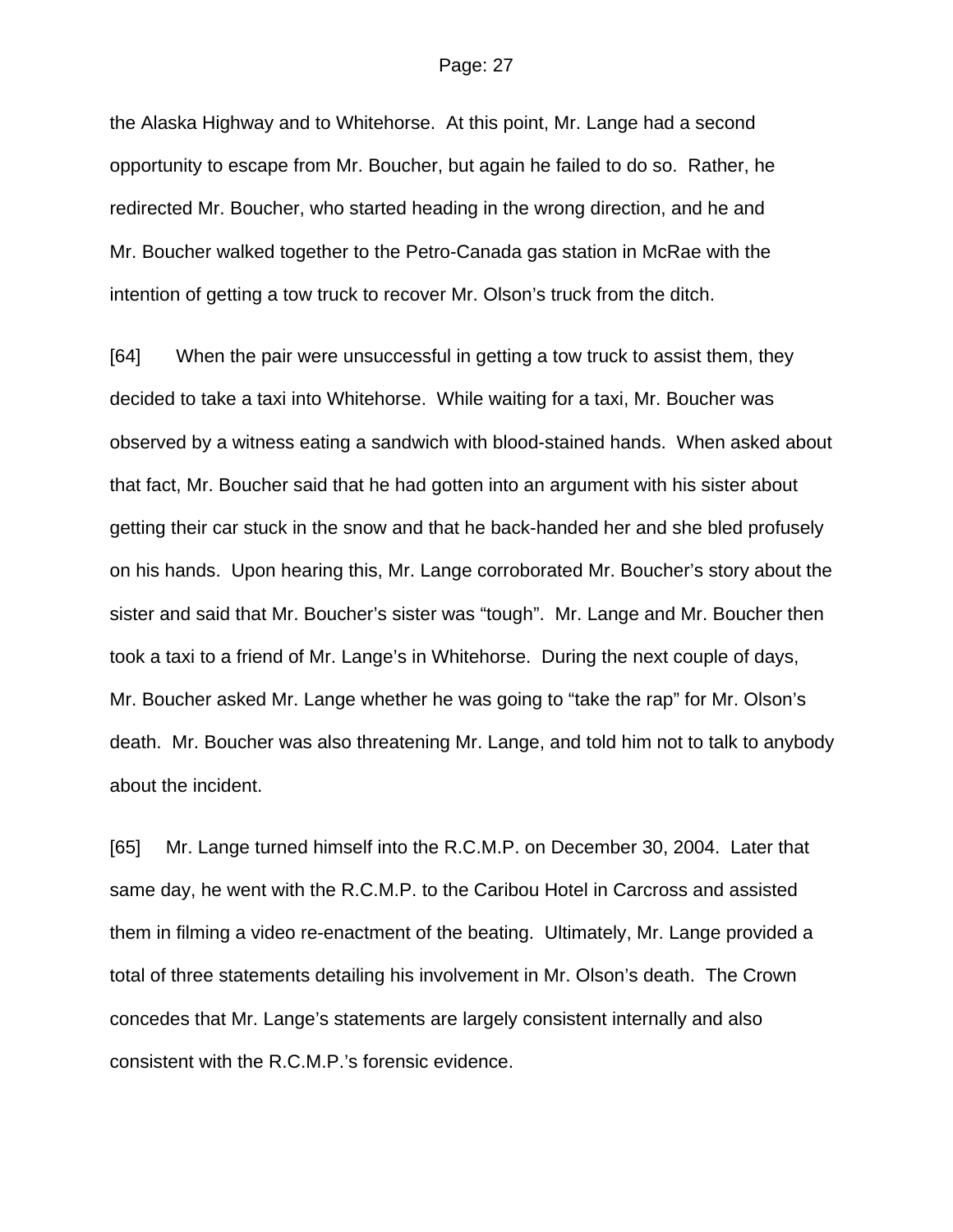the Alaska Highway and to Whitehorse. At this point, Mr. Lange had a second opportunity to escape from Mr. Boucher, but again he failed to do so. Rather, he redirected Mr. Boucher, who started heading in the wrong direction, and he and Mr. Boucher walked together to the Petro-Canada gas station in McRae with the intention of getting a tow truck to recover Mr. Olson's truck from the ditch.

[64] When the pair were unsuccessful in getting a tow truck to assist them, they decided to take a taxi into Whitehorse. While waiting for a taxi, Mr. Boucher was observed by a witness eating a sandwich with blood-stained hands. When asked about that fact, Mr. Boucher said that he had gotten into an argument with his sister about getting their car stuck in the snow and that he back-handed her and she bled profusely on his hands. Upon hearing this, Mr. Lange corroborated Mr. Boucher's story about the sister and said that Mr. Boucher's sister was "tough". Mr. Lange and Mr. Boucher then took a taxi to a friend of Mr. Lange's in Whitehorse. During the next couple of days, Mr. Boucher asked Mr. Lange whether he was going to "take the rap" for Mr. Olson's death. Mr. Boucher was also threatening Mr. Lange, and told him not to talk to anybody about the incident.

[65] Mr. Lange turned himself into the R.C.M.P. on December 30, 2004. Later that same day, he went with the R.C.M.P. to the Caribou Hotel in Carcross and assisted them in filming a video re-enactment of the beating. Ultimately, Mr. Lange provided a total of three statements detailing his involvement in Mr. Olson's death. The Crown concedes that Mr. Lange's statements are largely consistent internally and also consistent with the R.C.M.P.'s forensic evidence.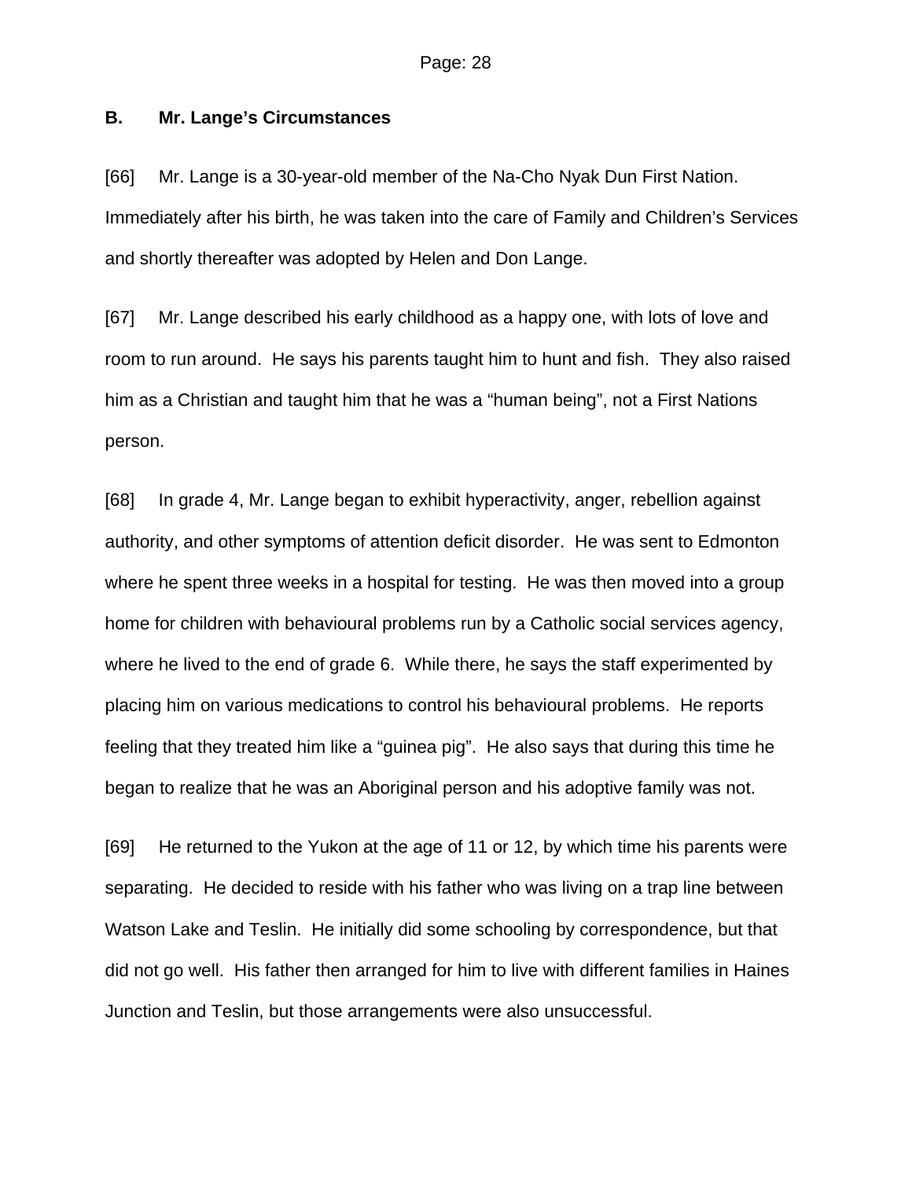### B. Mr. Lange's Circumstances

[66] Mr. Lange is a 30-year-old member of the Na-Cho Nyak Dun First Nation. Immediately after his birth, he was taken into the care of Family and Children's Services and shortly thereafter was adopted by Helen and Don Lange.

[67] Mr. Lange described his early childhood as a happy one, with lots of love and room to run around. He says his parents taught him to hunt and fish. They also raised him as a Christian and taught him that he was a "human being", not a First Nations person.

[68] In grade 4, Mr. Lange began to exhibit hyperactivity, anger, rebellion against authority, and other symptoms of attention deficit disorder. He was sent to Edmonton where he spent three weeks in a hospital for testing. He was then moved into a group home for children with behavioural problems run by a Catholic social services agency, where he lived to the end of grade 6. While there, he says the staff experimented by placing him on various medications to control his behavioural problems. He reports feeling that they treated him like a "guinea pig". He also says that during this time he began to realize that he was an Aboriginal person and his adoptive family was not.

[69] He returned to the Yukon at the age of 11 or 12, by which time his parents were separating. He decided to reside with his father who was living on a trap line between Watson Lake and Teslin. He initially did some schooling by correspondence, but that did not go well. His father then arranged for him to live with different families in Haines Junction and Teslin, but those arrangements were also unsuccessful.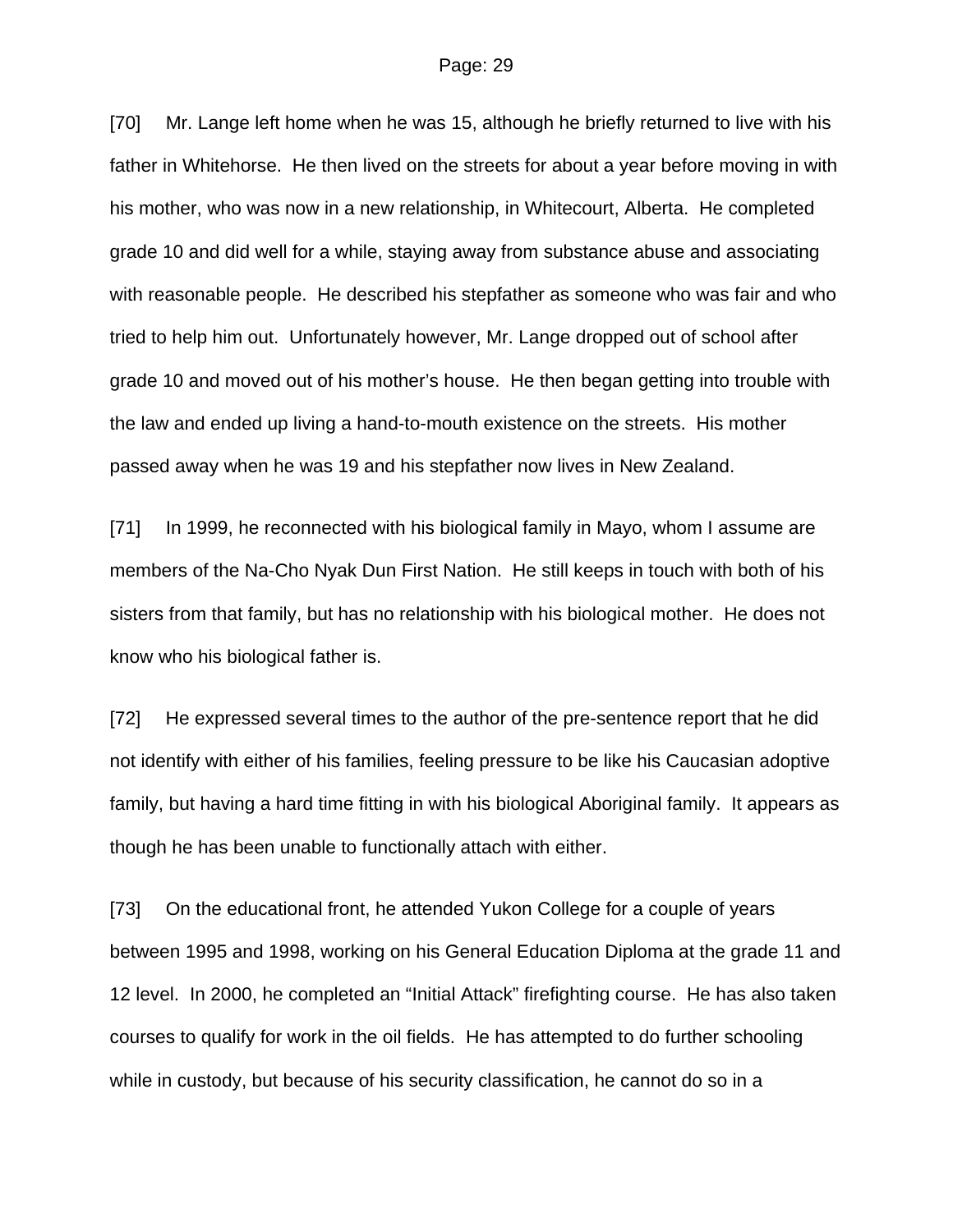[70] Mr. Lange left home when he was 15, although he briefly returned to live with his father in Whitehorse. He then lived on the streets for about a year before moving in with his mother, who was now in a new relationship, in Whitecourt, Alberta. He completed grade 10 and did well for a while, staying away from substance abuse and associating with reasonable people. He described his stepfather as someone who was fair and who tried to help him out. Unfortunately however, Mr. Lange dropped out of school after grade 10 and moved out of his mother's house. He then began getting into trouble with the law and ended up living a hand-to-mouth existence on the streets. His mother passed away when he was 19 and his stepfather now lives in New Zealand.

[71] In 1999, he reconnected with his biological family in Mayo, whom I assume are members of the Na-Cho Nyak Dun First Nation. He still keeps in touch with both of his sisters from that family, but has no relationship with his biological mother. He does not know who his biological father is.

[72] He expressed several times to the author of the pre-sentence report that he did not identify with either of his families, feeling pressure to be like his Caucasian adoptive family, but having a hard time fitting in with his biological Aboriginal family. It appears as though he has been unable to functionally attach with either.

[73] On the educational front, he attended Yukon College for a couple of years between 1995 and 1998, working on his General Education Diploma at the grade 11 and 12 level. In 2000, he completed an "Initial Attack" firefighting course. He has also taken courses to qualify for work in the oil fields. He has attempted to do further schooling while in custody, but because of his security classification, he cannot do so in a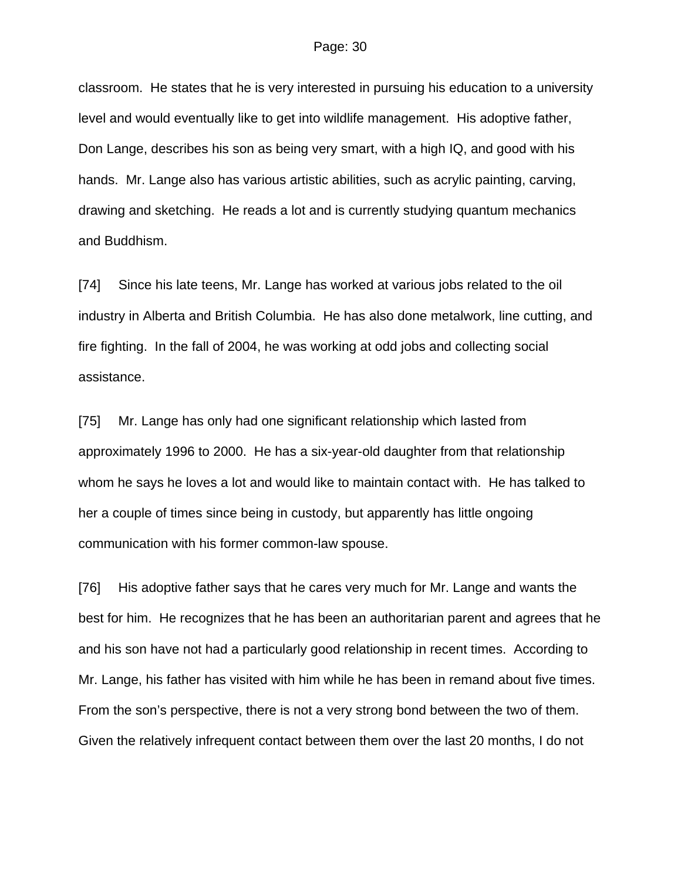classroom. He states that he is very interested in pursuing his education to a university level and would eventually like to get into wildlife management. His adoptive father, Don Lange, describes his son as being very smart, with a high IQ, and good with his hands. Mr. Lange also has various artistic abilities, such as acrylic painting, carving, drawing and sketching. He reads a lot and is currently studying quantum mechanics and Buddhism.

[74] Since his late teens, Mr. Lange has worked at various jobs related to the oil industry in Alberta and British Columbia. He has also done metalwork, line cutting, and fire fighting. In the fall of 2004, he was working at odd jobs and collecting social assistance.

[75] Mr. Lange has only had one significant relationship which lasted from approximately 1996 to 2000. He has a six-year-old daughter from that relationship whom he says he loves a lot and would like to maintain contact with. He has talked to her a couple of times since being in custody, but apparently has little ongoing communication with his former common-law spouse.

[76] His adoptive father says that he cares very much for Mr. Lange and wants the best for him. He recognizes that he has been an authoritarian parent and agrees that he and his son have not had a particularly good relationship in recent times. According to Mr. Lange, his father has visited with him while he has been in remand about five times. From the son's perspective, there is not a very strong bond between the two of them. Given the relatively infrequent contact between them over the last 20 months, I do not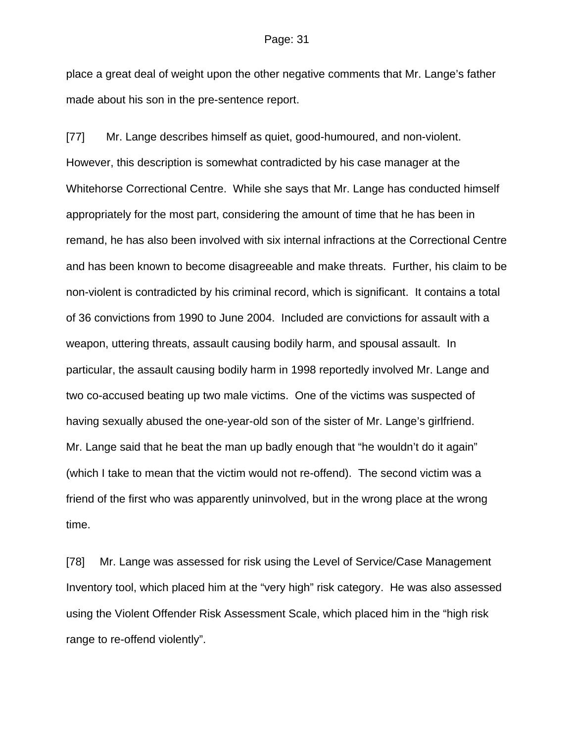place a great deal of weight upon the other negative comments that Mr. Lange's father made about his son in the pre-sentence report.

[77] Mr. Lange describes himself as quiet, good-humoured, and non-violent. However, this description is somewhat contradicted by his case manager at the Whitehorse Correctional Centre. While she says that Mr. Lange has conducted himself appropriately for the most part, considering the amount of time that he has been in remand, he has also been involved with six internal infractions at the Correctional Centre and has been known to become disagreeable and make threats. Further, his claim to be non-violent is contradicted by his criminal record, which is significant. It contains a total of 36 convictions from 1990 to June 2004. Included are convictions for assault with a weapon, uttering threats, assault causing bodily harm, and spousal assault. In particular, the assault causing bodily harm in 1998 reportedly involved Mr. Lange and two co-accused beating up two male victims. One of the victims was suspected of having sexually abused the one-year-old son of the sister of Mr. Lange's girlfriend. Mr. Lange said that he beat the man up badly enough that "he wouldn't do it again" (which I take to mean that the victim would not re-offend). The second victim was a friend of the first who was apparently uninvolved, but in the wrong place at the wrong time.

[78] Mr. Lange was assessed for risk using the Level of Service/Case Management Inventory tool, which placed him at the "very high" risk category. He was also assessed using the Violent Offender Risk Assessment Scale, which placed him in the "high risk range to re-offend violently".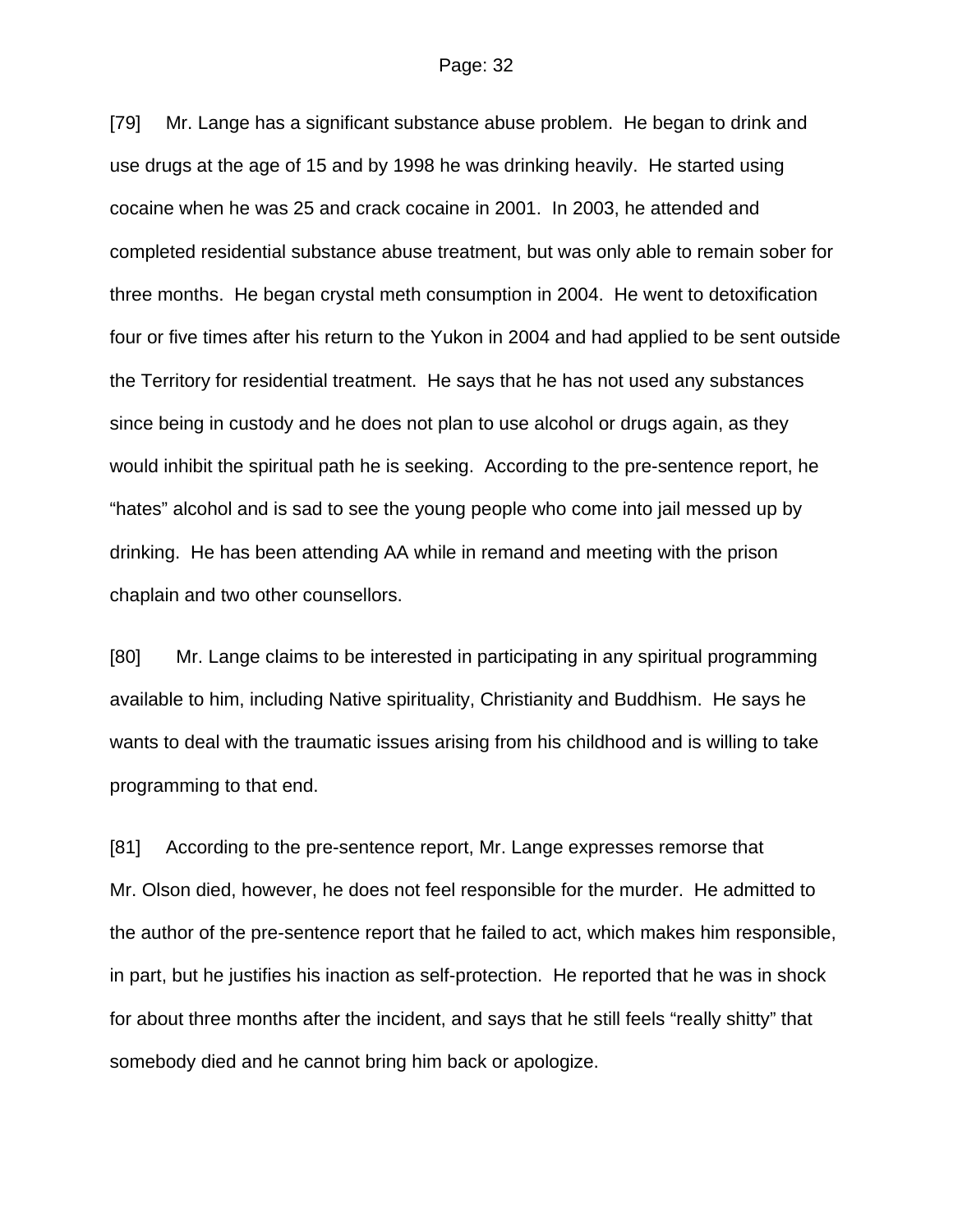[79] Mr. Lange has a significant substance abuse problem. He began to drink and use drugs at the age of 15 and by 1998 he was drinking heavily. He started using cocaine when he was 25 and crack cocaine in 2001. In 2003, he attended and completed residential substance abuse treatment, but was only able to remain sober for three months. He began crystal meth consumption in 2004. He went to detoxification four or five times after his return to the Yukon in 2004 and had applied to be sent outside the Territory for residential treatment. He says that he has not used any substances since being in custody and he does not plan to use alcohol or drugs again, as they would inhibit the spiritual path he is seeking. According to the pre-sentence report, he "hates" alcohol and is sad to see the young people who come into jail messed up by drinking. He has been attending AA while in remand and meeting with the prison chaplain and two other counsellors.

[80] Mr. Lange claims to be interested in participating in any spiritual programming available to him, including Native spirituality, Christianity and Buddhism. He says he wants to deal with the traumatic issues arising from his childhood and is willing to take programming to that end.

[81] According to the pre-sentence report, Mr. Lange expresses remorse that Mr. Olson died, however, he does not feel responsible for the murder. He admitted to the author of the pre-sentence report that he failed to act, which makes him responsible, in part, but he justifies his inaction as self-protection. He reported that he was in shock for about three months after the incident, and says that he still feels "really shitty" that somebody died and he cannot bring him back or apologize.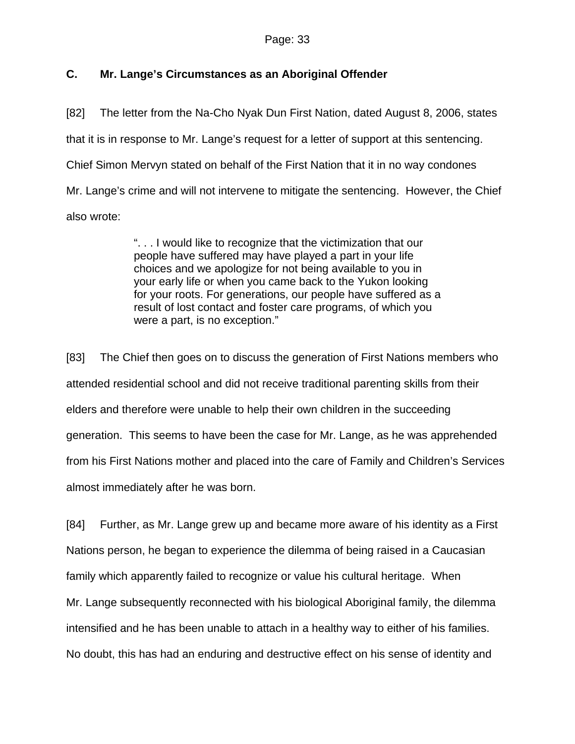### C. Mr. Lange's Circumstances as an Aboriginal Offender

[82] The letter from the Na-Cho Nyak Dun First Nation, dated August 8, 2006, states that it is in response to Mr. Lange's request for a letter of support at this sentencing. Chief Simon Mervyn stated on behalf of the First Nation that it in no way condones Mr. Lange's crime and will not intervene to mitigate the sentencing. However, the Chief also wrote:

> ". . . I would like to recognize that the victimization that our people have suffered may have played a part in your life choices and we apologize for not being available to you in your early life or when you came back to the Yukon looking for your roots. For generations, our people have suffered as a result of lost contact and foster care programs, of which you were a part, is no exception."

[83] The Chief then goes on to discuss the generation of First Nations members who attended residential school and did not receive traditional parenting skills from their elders and therefore were unable to help their own children in the succeeding generation. This seems to have been the case for Mr. Lange, as he was apprehended from his First Nations mother and placed into the care of Family and Children's Services almost immediately after he was born.

[84] Further, as Mr. Lange grew up and became more aware of his identity as a First Nations person, he began to experience the dilemma of being raised in a Caucasian family which apparently failed to recognize or value his cultural heritage. When Mr. Lange subsequently reconnected with his biological Aboriginal family, the dilemma intensified and he has been unable to attach in a healthy way to either of his families. No doubt, this has had an enduring and destructive effect on his sense of identity and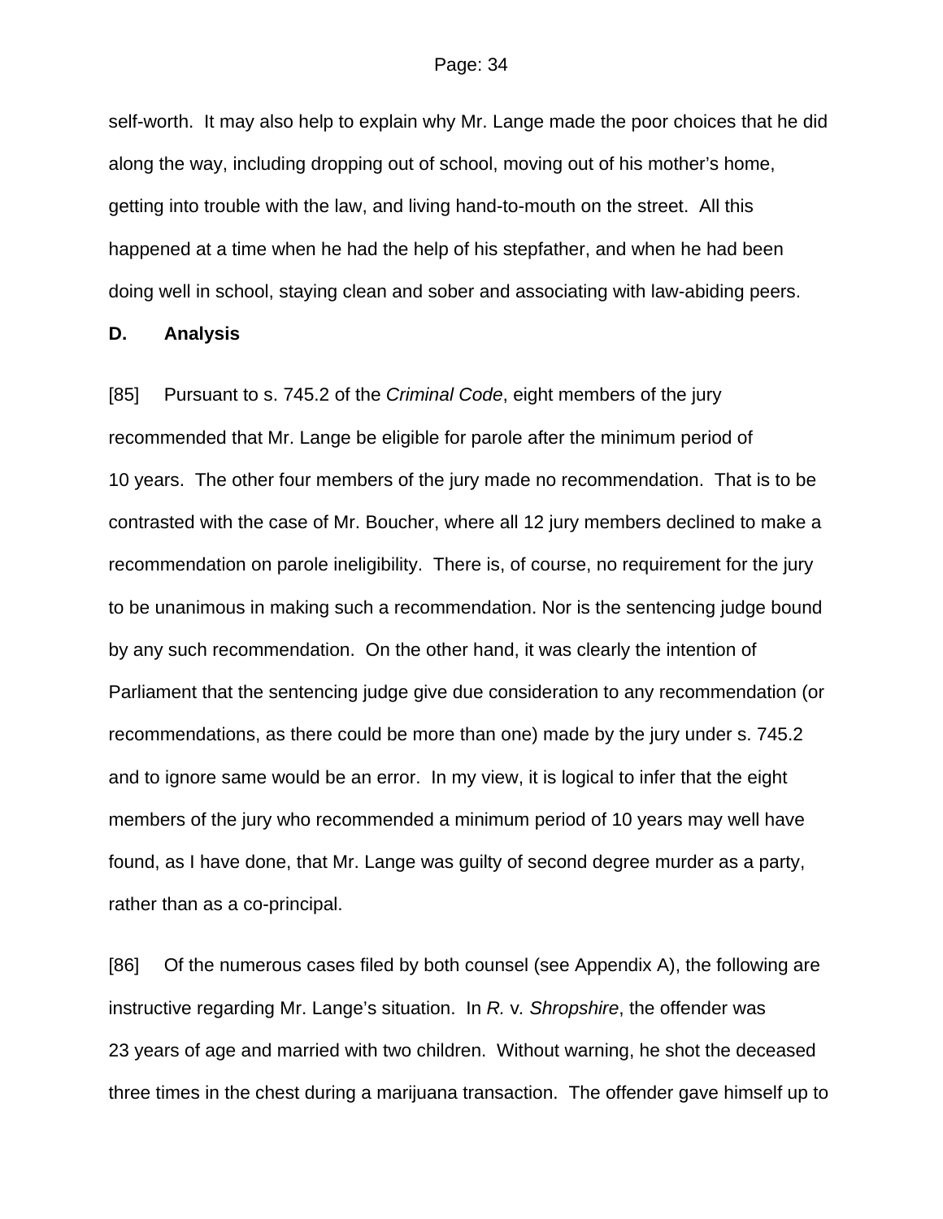self-worth. It may also help to explain why Mr. Lange made the poor choices that he did along the way, including dropping out of school, moving out of his mother's home, getting into trouble with the law, and living hand-to-mouth on the street. All this happened at a time when he had the help of his stepfather, and when he had been doing well in school, staying clean and sober and associating with law-abiding peers.

**D. Analysis**

[85] Pursuant to s. 745.2 of the *Criminal Code*, eight members of the jury recommended that Mr. Lange be eligible for parole after the minimum period of 10 years. The other four members of the jury made no recommendation. That is to be contrasted with the case of Mr. Boucher, where all 12 jury members declined to make a recommendation on parole ineligibility. There is, of course, no requirement for the jury to be unanimous in making such a recommendation. Nor is the sentencing judge bound by any such recommendation. On the other hand, it was clearly the intention of Parliament that the sentencing judge give due consideration to any recommendation (or recommendations, as there could be more than one) made by the jury under s. 745.2 and to ignore same would be an error. In my view, it is logical to infer that the eight members of the jury who recommended a minimum period of 10 years may well have found, as I have done, that Mr. Lange was guilty of second degree murder as a party, rather than as a co-principal.

[86] Of the numerous cases filed by both counsel (see Appendix A), the following are instructive regarding Mr. Lange's situation. In *R.* v. *Shropshire*, the offender was 23 years of age and married with two children. Without warning, he shot the deceased three times in the chest during a marijuana transaction. The offender gave himself up to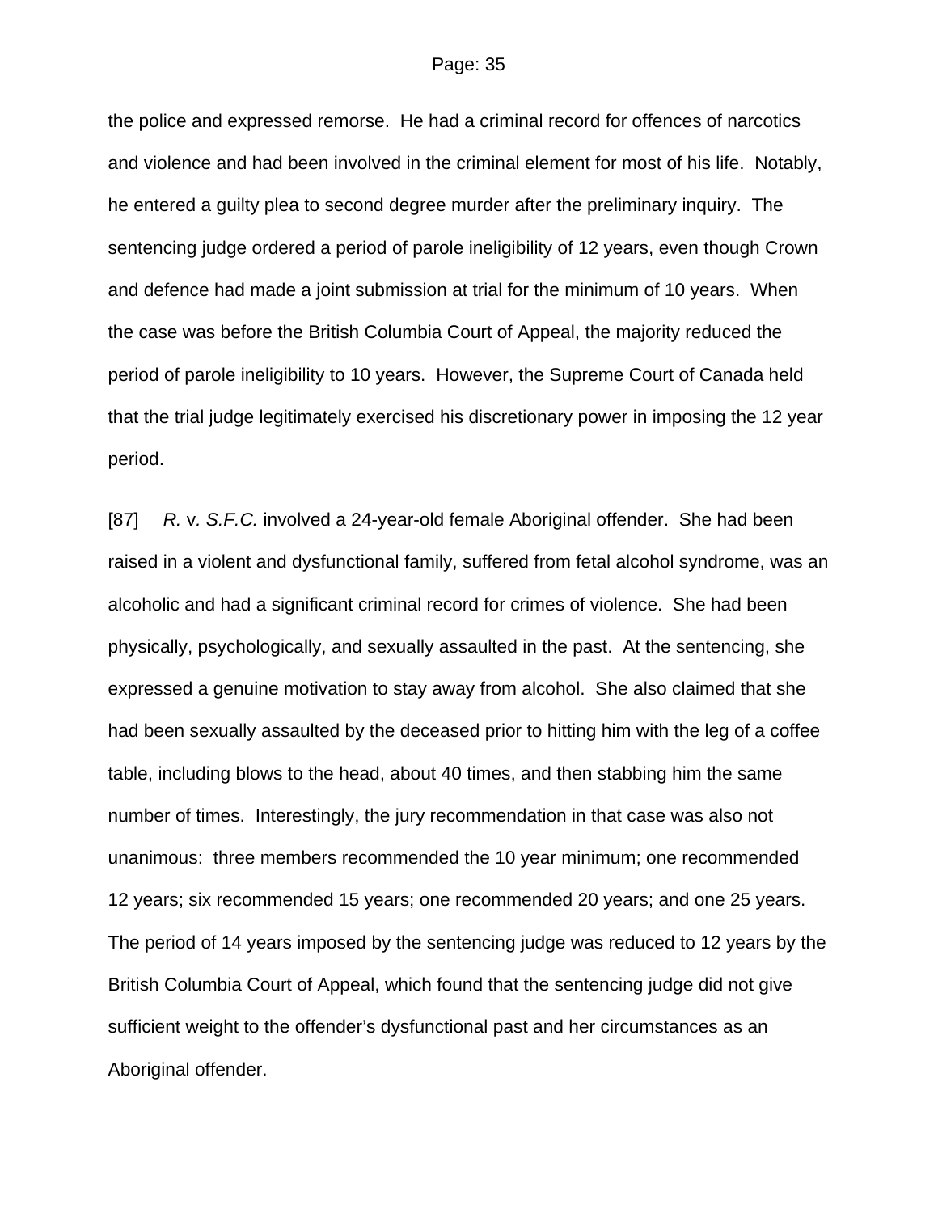the police and expressed remorse. He had a criminal record for offences of narcotics and violence and had been involved in the criminal element for most of his life. Notably, he entered a guilty plea to second degree murder after the preliminary inquiry. The sentencing judge ordered a period of parole ineligibility of 12 years, even though Crown and defence had made a joint submission at trial for the minimum of 10 years. When the case was before the British Columbia Court of Appeal, the majority reduced the period of parole ineligibility to 10 years. However, the Supreme Court of Canada held that the trial judge legitimately exercised his discretionary power in imposing the 12 year period.

[87] *R.* v. *S.F.C.* involved a 24-year-old female Aboriginal offender. She had been raised in a violent and dysfunctional family, suffered from fetal alcohol syndrome, was an alcoholic and had a significant criminal record for crimes of violence. She had been physically, psychologically, and sexually assaulted in the past. At the sentencing, she expressed a genuine motivation to stay away from alcohol. She also claimed that she had been sexually assaulted by the deceased prior to hitting him with the leg of a coffee table, including blows to the head, about 40 times, and then stabbing him the same number of times. Interestingly, the jury recommendation in that case was also not unanimous: three members recommended the 10 year minimum; one recommended 12 years; six recommended 15 years; one recommended 20 years; and one 25 years. The period of 14 years imposed by the sentencing judge was reduced to 12 years by the British Columbia Court of Appeal, which found that the sentencing judge did not give sufficient weight to the offender's dysfunctional past and her circumstances as an Aboriginal offender.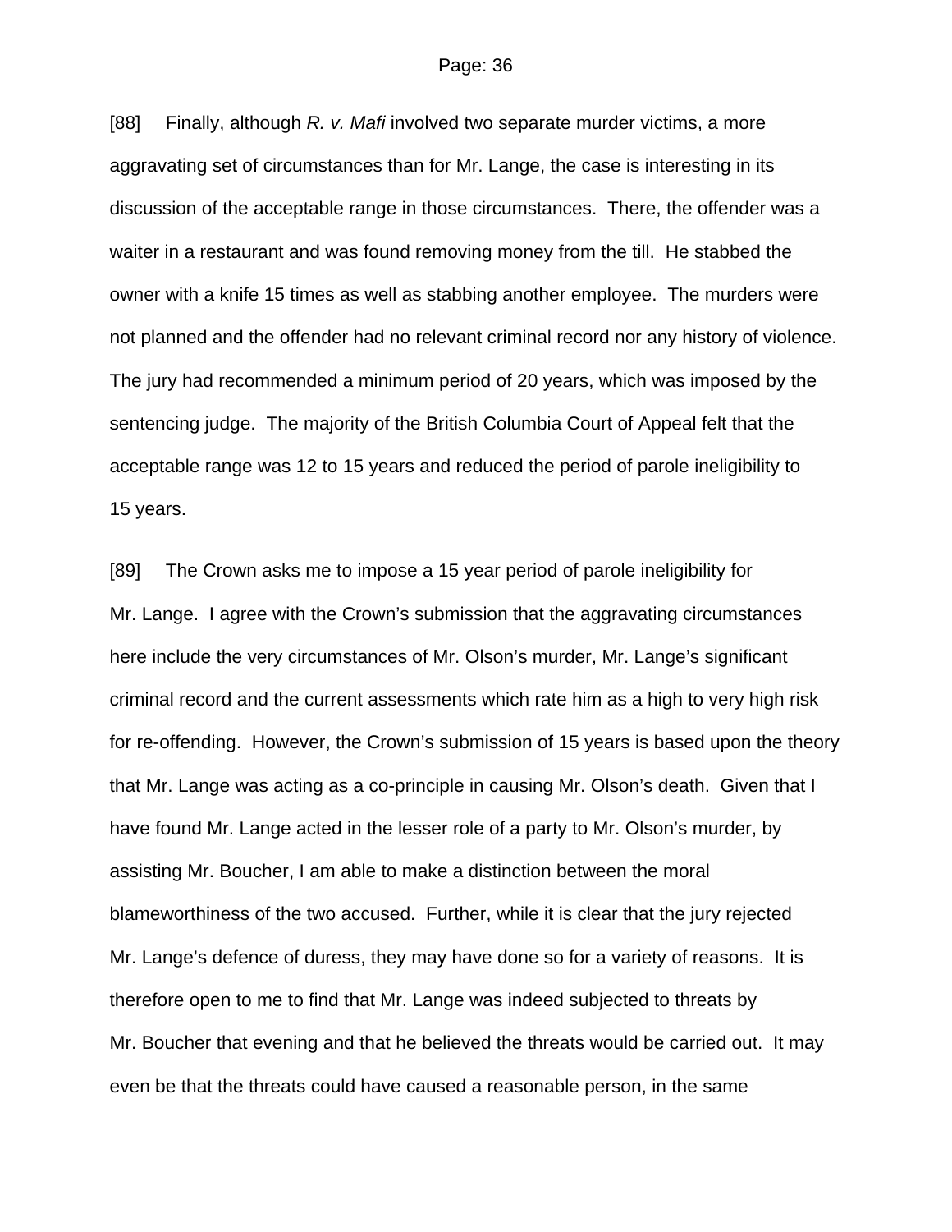[88] Finally, although *R. v. Mafi* involved two separate murder victims, a more aggravating set of circumstances than for Mr. Lange, the case is interesting in its discussion of the acceptable range in those circumstances. There, the offender was a waiter in a restaurant and was found removing money from the till. He stabbed the owner with a knife 15 times as well as stabbing another employee. The murders were not planned and the offender had no relevant criminal record nor any history of violence. The jury had recommended a minimum period of 20 years, which was imposed by the sentencing judge. The majority of the British Columbia Court of Appeal felt that the acceptable range was 12 to 15 years and reduced the period of parole ineligibility to 15 years.

[89] The Crown asks me to impose a 15 year period of parole ineligibility for Mr. Lange. I agree with the Crown's submission that the aggravating circumstances here include the very circumstances of Mr. Olson's murder, Mr. Lange's significant criminal record and the current assessments which rate him as a high to very high risk for re-offending. However, the Crown's submission of 15 years is based upon the theory that Mr. Lange was acting as a co-principle in causing Mr. Olson's death. Given that I have found Mr. Lange acted in the lesser role of a party to Mr. Olson's murder, by assisting Mr. Boucher, I am able to make a distinction between the moral blameworthiness of the two accused. Further, while it is clear that the jury rejected Mr. Lange's defence of duress, they may have done so for a variety of reasons. It is therefore open to me to find that Mr. Lange was indeed subjected to threats by Mr. Boucher that evening and that he believed the threats would be carried out. It may even be that the threats could have caused a reasonable person, in the same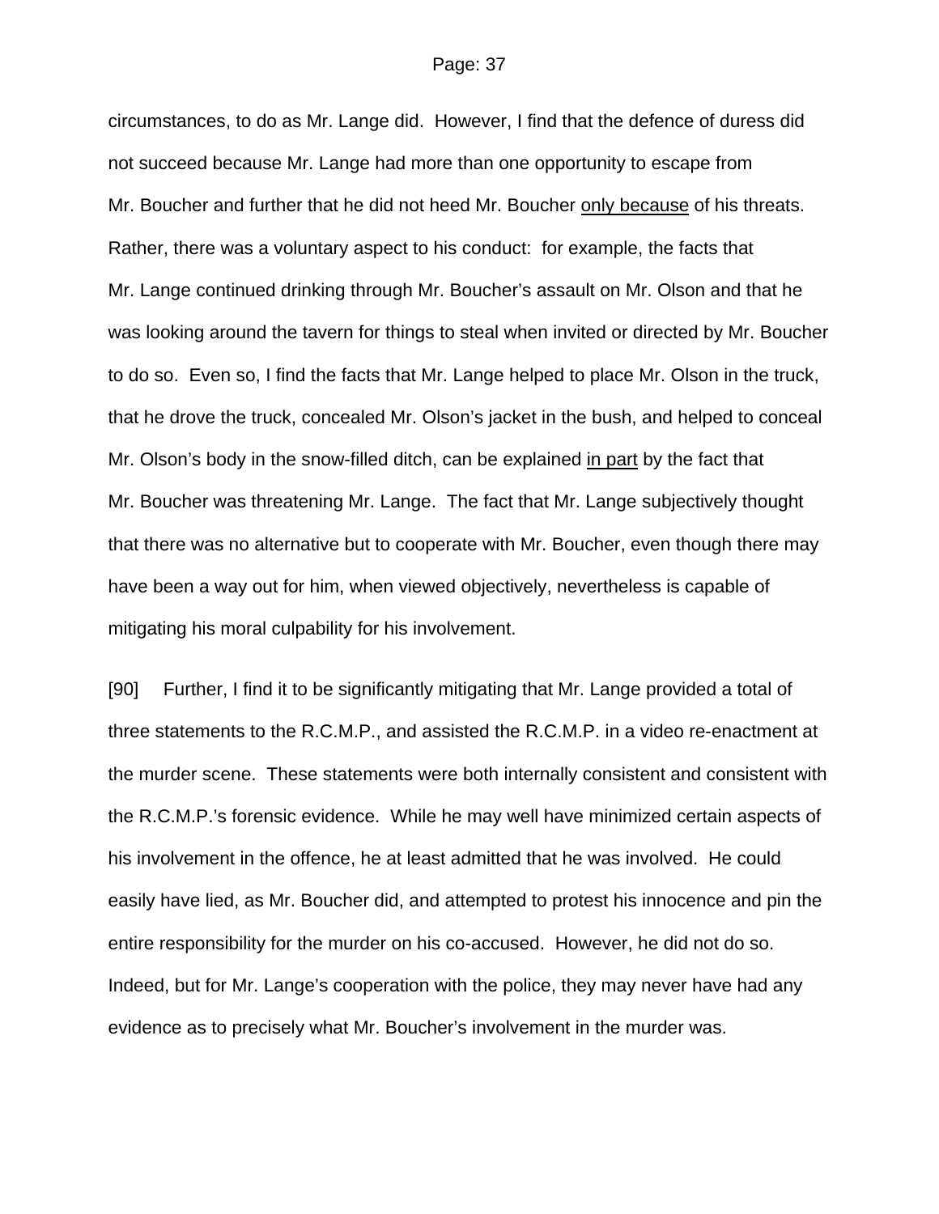circumstances, to do as Mr. Lange did. However, I find that the defence of duress did not succeed because Mr. Lange had more than one opportunity to escape from Mr. Boucher and further that he did not heed Mr. Boucher <u>only because</u> of his threats. Rather, there was a voluntary aspect to his conduct: for example, the facts that Mr. Lange continued drinking through Mr. Boucher's assault on Mr. Olson and that he was looking around the tavern for things to steal when invited or directed by Mr. Boucher to do so. Even so, I find the facts that Mr. Lange helped to place Mr. Olson in the truck, that he drove the truck, concealed Mr. Olson's jacket in the bush, and helped to conceal Mr. Olson's body in the snow-filled ditch, can be explained <u>in part</u> by the fact that Mr. Boucher was threatening Mr. Lange. The fact that Mr. Lange subjectively thought that there was no alternative but to cooperate with Mr. Boucher, even though there may have been a way out for him, when viewed objectively, nevertheless is capable of mitigating his moral culpability for his involvement.

[90] Further, I find it to be significantly mitigating that Mr. Lange provided a total of three statements to the R.C.M.P., and assisted the R.C.M.P. in a video re-enactment at the murder scene. These statements were both internally consistent and consistent with the R.C.M.P.'s forensic evidence. While he may well have minimized certain aspects of his involvement in the offence, he at least admitted that he was involved. He could easily have lied, as Mr. Boucher did, and attempted to protest his innocence and pin the entire responsibility for the murder on his co-accused. However, he did not do so. Indeed, but for Mr. Lange's cooperation with the police, they may never have had any evidence as to precisely what Mr. Boucher's involvement in the murder was.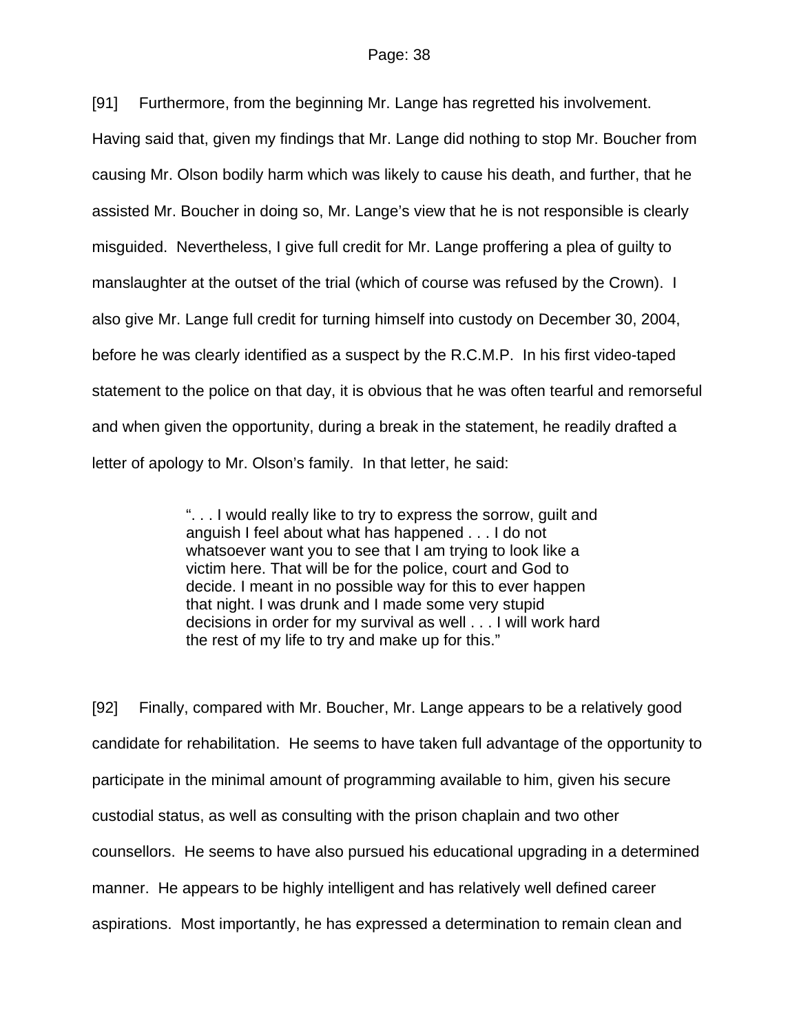[91] Furthermore, from the beginning Mr. Lange has regretted his involvement. Having said that, given my findings that Mr. Lange did nothing to stop Mr. Boucher from causing Mr. Olson bodily harm which was likely to cause his death, and further, that he assisted Mr. Boucher in doing so, Mr. Lange's view that he is not responsible is clearly misguided. Nevertheless, I give full credit for Mr. Lange proffering a plea of guilty to manslaughter at the outset of the trial (which of course was refused by the Crown). I also give Mr. Lange full credit for turning himself into custody on December 30, 2004, before he was clearly identified as a suspect by the R.C.M.P. In his first video-taped statement to the police on that day, it is obvious that he was often tearful and remorseful and when given the opportunity, during a break in the statement, he readily drafted a letter of apology to Mr. Olson's family. In that letter, he said:

> ". . . I would really like to try to express the sorrow, guilt and anguish I feel about what has happened . . . I do not whatsoever want you to see that I am trying to look like a victim here. That will be for the police, court and God to decide. I meant in no possible way for this to ever happen that night. I was drunk and I made some very stupid decisions in order for my survival as well . . . I will work hard the rest of my life to try and make up for this."

[92] Finally, compared with Mr. Boucher, Mr. Lange appears to be a relatively good candidate for rehabilitation. He seems to have taken full advantage of the opportunity to participate in the minimal amount of programming available to him, given his secure custodial status, as well as consulting with the prison chaplain and two other counsellors. He seems to have also pursued his educational upgrading in a determined manner. He appears to be highly intelligent and has relatively well defined career aspirations. Most importantly, he has expressed a determination to remain clean and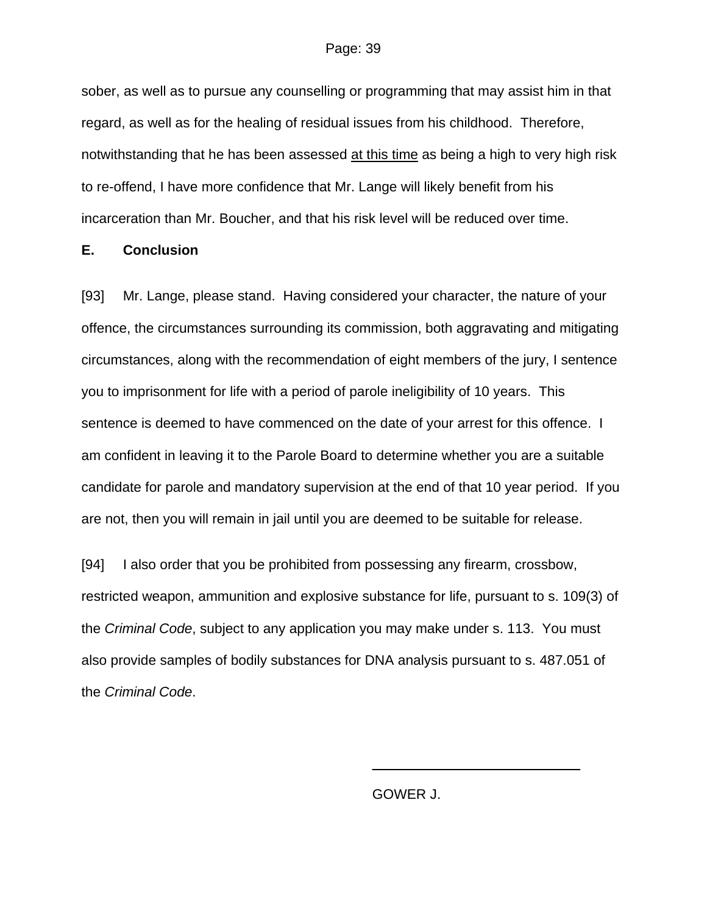sober, as well as to pursue any counselling or programming that may assist him in that regard, as well as for the healing of residual issues from his childhood. Therefore, notwithstanding that he has been assessed <u>at this time</u> as being a high to very high risk to re-offend, I have more confidence that Mr. Lange will likely benefit from his incarceration than Mr. Boucher, and that his risk level will be reduced over time.

**E. Conclusion**

[93] Mr. Lange, please stand. Having considered your character, the nature of your offence, the circumstances surrounding its commission, both aggravating and mitigating circumstances, along with the recommendation of eight members of the jury, I sentence you to imprisonment for life with a period of parole ineligibility of 10 years. This sentence is deemed to have commenced on the date of your arrest for this offence. I am confident in leaving it to the Parole Board to determine whether you are a suitable candidate for parole and mandatory supervision at the end of that 10 year period. If you are not, then you will remain in jail until you are deemed to be suitable for release.

[94] I also order that you be prohibited from possessing any firearm, crossbow, restricted weapon, ammunition and explosive substance for life, pursuant to s. 109(3) of the *Criminal Code*, subject to any application you may make under s. 113. You must also provide samples of bodily substances for DNA analysis pursuant to s. 487.051 of the *Criminal Code*.

GOWER J.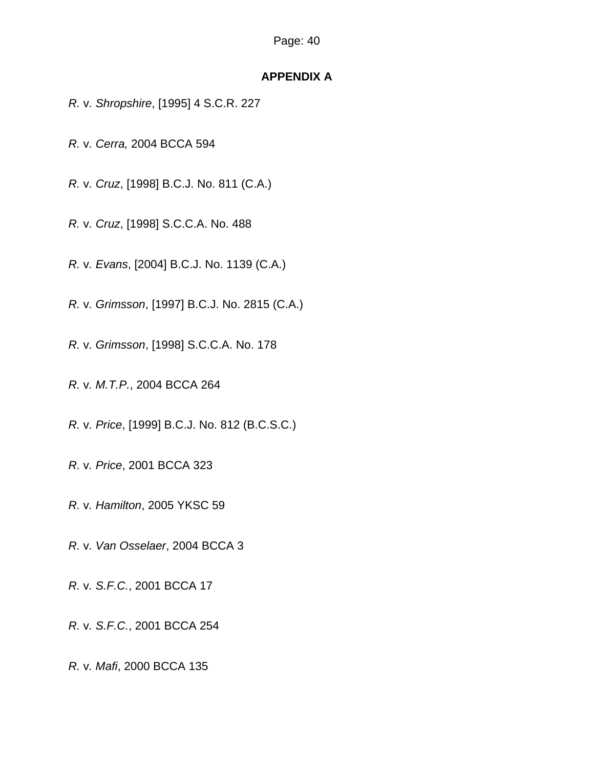**APPENDIX A**

*R.* v. *Shropshire*, [1995] 4 S.C.R. 227

*R.* v. *Cerra,* 2004 BCCA 594

*R.* v. *Cruz*, [1998] B.C.J. No. 811 (C.A.)

*R.* v. *Cruz*, [1998] S.C.C.A. No. 488

*R.* v. *Evans*, [2004] B.C.J. No. 1139 (C.A.)

*R.* v. *Grimsson*, [1997] B.C.J. No. 2815 (C.A.)

*R.* v. *Grimsson*, [1998] S.C.C.A. No. 178

*R.* v. *M.T.P.*, 2004 BCCA 264

*R.* v. *Price*, [1999] B.C.J. No. 812 (B.C.S.C.)

*R.* v. *Price*, 2001 BCCA 323

*R.* v. *Hamilton*, 2005 YKSC 59

*R.* v. *Van Osselaer*, 2004 BCCA 3

*R.* v. *S.F.C.*, 2001 BCCA 17

*R.* v. *S.F.C.*, 2001 BCCA 254

*R.* v. *Mafi*, 2000 BCCA 135